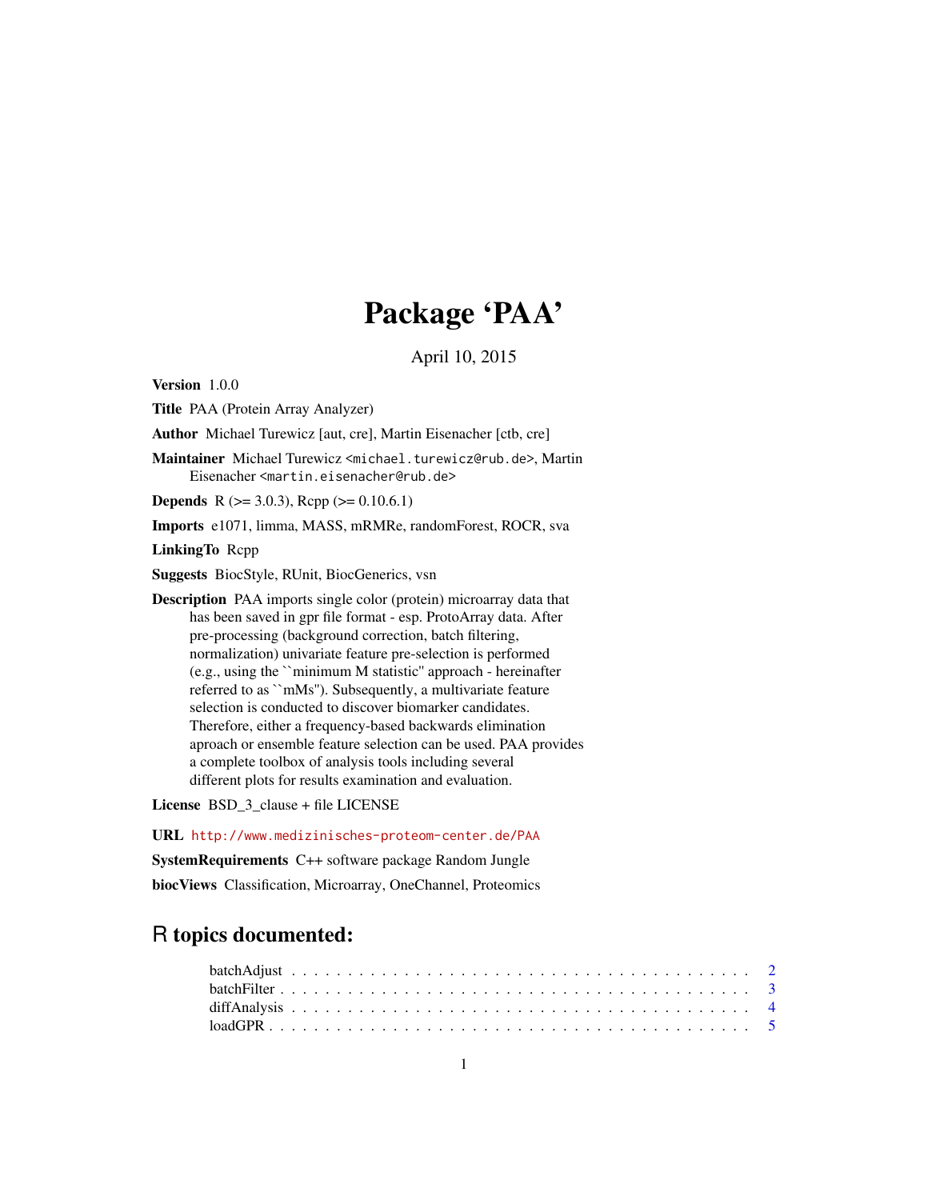# Package 'PAA'

April 10, 2015

**Version** 1.0.0

**Title** PAA (Protein Array Analyzer)

**Author** Michael Turewicz [aut, cre], Martin Eisenacher [ctb, cre]

**Maintainer** Michael Turewicz <michael.turewicz@rub.de>, Martin Eisenacher <martin.eisenacher@rub.de>

**Depends** R (>= 3.0.3), Rcpp (>= 0.10.6.1)

**Imports** e1071, limma, MASS, mRMRe, randomForest, ROCR, sva

**LinkingTo** Rcpp

**Suggests** BiocStyle, RUnit, BiocGenerics, vsn

**Description** PAA imports single color (protein) microarray data that has been saved in gpr file format - esp. ProtoArray data. After pre-processing (background correction, batch filtering, normalization) univariate feature pre-selection is performed (e.g., using the ``minimum M statistic'' approach - hereinafter referred to as ``mMs''). Subsequently, a multivariate feature selection is conducted to discover biomarker candidates. Therefore, either a frequency-based backwards elimination aproach or ensemble feature selection can be used. PAA provides a complete toolbox of analysis tools including several different plots for results examination and evaluation.

**License** BSD_3_clause + file LICENSE

**URL** http://www.medizinisches-proteom-center.de/PAA

**SystemRequirements** C++ software package Random Jungle

**biocViews** Classification, Microarray, OneChannel, Proteomics

## R topics documented:

batchAdjust . . . . . . . . . . . . . . . . . . . . . . . . . . . . . . . . . . . . . . . . 2
batchFilter . . . . . . . . . . . . . . . . . . . . . . . . . . . . . . . . . . . . . . . . 3
diffAnalysis . . . . . . . . . . . . . . . . . . . . . . . . . . . . . . . . . . . . . . . . 4
loadGPR . . . . . . . . . . . . . . . . . . . . . . . . . . . . . . . . . . . . . . . . 5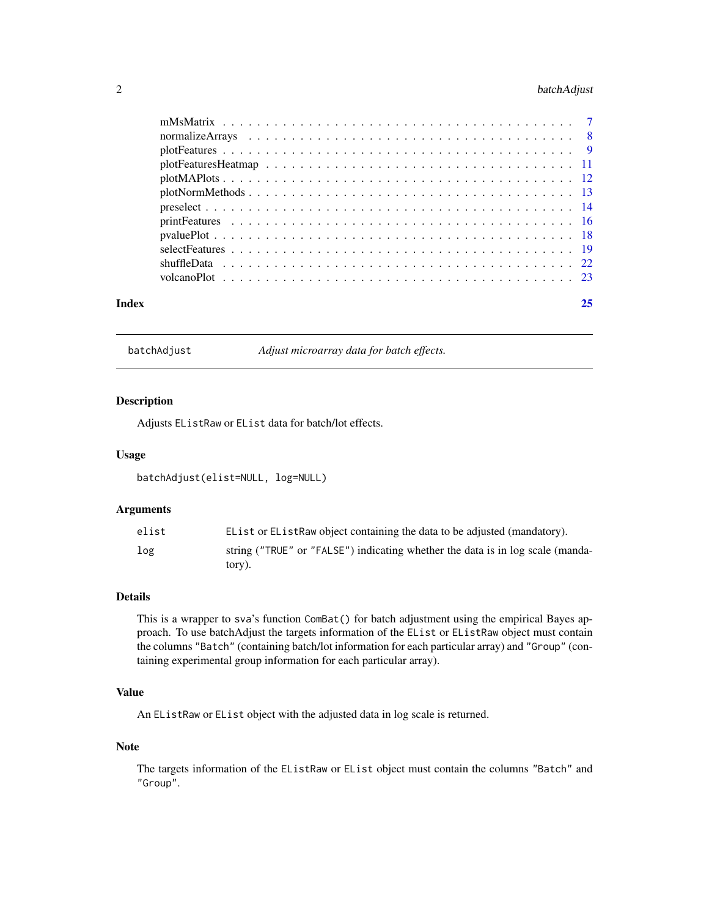mMsMatrix . . . . . . . . . . . . . . . . . . . . . . . . . . . . . . . . . . . . . 7
normalizeArrays . . . . . . . . . . . . . . . . . . . . . . . . . . . . . . . . . . 8
plotFeatures . . . . . . . . . . . . . . . . . . . . . . . . . . . . . . . . . . . . 9
plotFeaturesHeatmap . . . . . . . . . . . . . . . . . . . . . . . . . . . . . . . . 11
plotMAPlots . . . . . . . . . . . . . . . . . . . . . . . . . . . . . . . . . . . . 12
plotNormMethods . . . . . . . . . . . . . . . . . . . . . . . . . . . . . . . . . . 13
preselect . . . . . . . . . . . . . . . . . . . . . . . . . . . . . . . . . . . . . 14
printFeatures . . . . . . . . . . . . . . . . . . . . . . . . . . . . . . . . . . . 16
pvaluePlot . . . . . . . . . . . . . . . . . . . . . . . . . . . . . . . . . . . . . 18
selectFeatures . . . . . . . . . . . . . . . . . . . . . . . . . . . . . . . . . . . 19
shuffleData . . . . . . . . . . . . . . . . . . . . . . . . . . . . . . . . . . . . 22
volcanoPlot . . . . . . . . . . . . . . . . . . . . . . . . . . . . . . . . . . . . 23

**Index** **25**

---

`batchAdjust` *Adjust microarray data for batch effects.*

---

### Description

Adjusts `EListRaw` or `EList` data for batch/lot effects.

### Usage

```
batchAdjust(elist=NULL, log=NULL)
```

### Arguments

| | |
|---|---|
| `elist` | `EList` or `EListRaw` object containing the data to be adjusted (mandatory). |
| `log` | string (`"TRUE"` or `"FALSE"`) indicating whether the data is in log scale (mandatory). |

### Details

This is a wrapper to sva's function `ComBat()` for batch adjustment using the empirical Bayes approach. To use batchAdjust the targets information of the `EList` or `EListRaw` object must contain the columns `"Batch"` (containing batch/lot information for each particular array) and `"Group"` (containing experimental group information for each particular array).

### Value

An `EListRaw` or `EList` object with the adjusted data in log scale is returned.

### Note

The targets information of the `EListRaw` or `EList` object must contain the columns `"Batch"` and `"Group"`.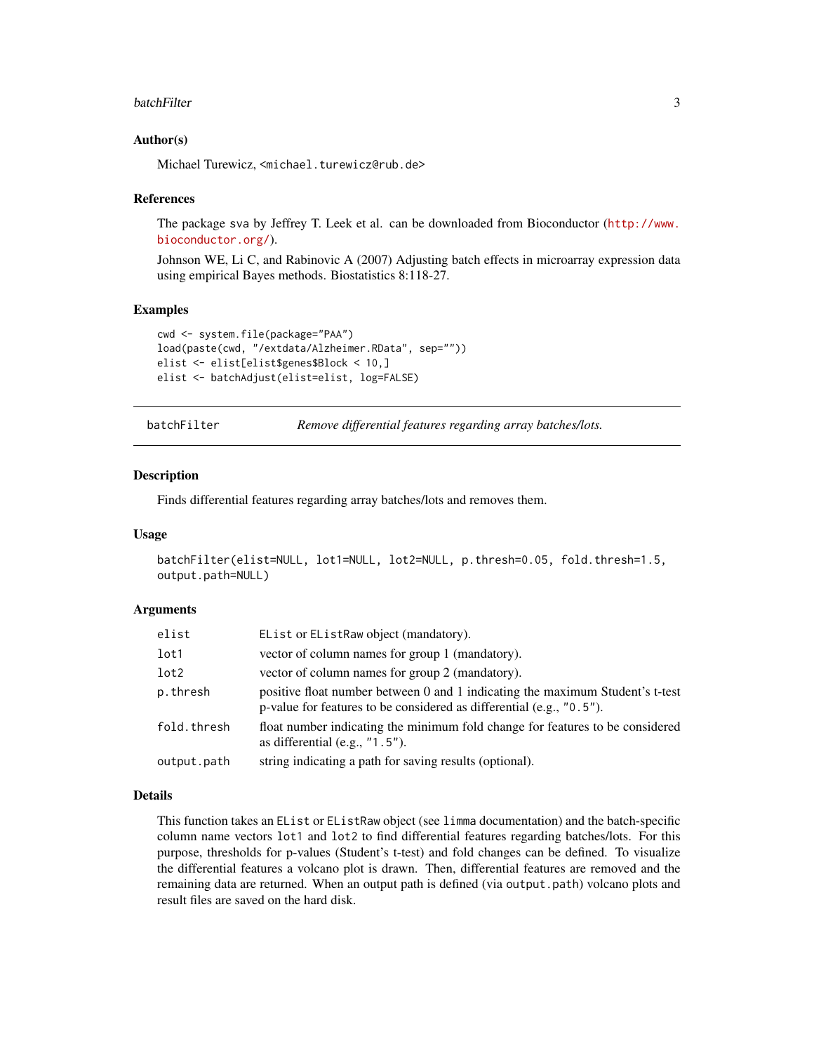### Author(s)

Michael Turewicz, <michael.turewicz@rub.de>

### References

The package sva by Jeffrey T. Leek et al. can be downloaded from Bioconductor (http://www.bioconductor.org/).

Johnson WE, Li C, and Rabinovic A (2007) Adjusting batch effects in microarray expression data using empirical Bayes methods. Biostatistics 8:118-27.

### Examples

```
cwd <- system.file(package="PAA")
load(paste(cwd, "/extdata/Alzheimer.RData", sep=""))
elist <- elist[elist$genes$Block < 10,]
elist <- batchAdjust(elist=elist, log=FALSE)
```

---

## batchFilter — *Remove differential features regarding array batches/lots.*

---

### Description

Finds differential features regarding array batches/lots and removes them.

### Usage

```
batchFilter(elist=NULL, lot1=NULL, lot2=NULL, p.thresh=0.05, fold.thresh=1.5,
output.path=NULL)
```

### Arguments

| | |
|---|---|
| elist | EList or EListRaw object (mandatory). |
| lot1 | vector of column names for group 1 (mandatory). |
| lot2 | vector of column names for group 2 (mandatory). |
| p.thresh | positive float number between 0 and 1 indicating the maximum Student's t-test p-value for features to be considered as differential (e.g., "0.5"). |
| fold.thresh | float number indicating the minimum fold change for features to be considered as differential (e.g., "1.5"). |
| output.path | string indicating a path for saving results (optional). |

### Details

This function takes an EList or EListRaw object (see limma documentation) and the batch-specific column name vectors lot1 and lot2 to find differential features regarding batches/lots. For this purpose, thresholds for p-values (Student's t-test) and fold changes can be defined. To visualize the differential features a volcano plot is drawn. Then, differential features are removed and the remaining data are returned. When an output path is defined (via output.path) volcano plots and result files are saved on the hard disk.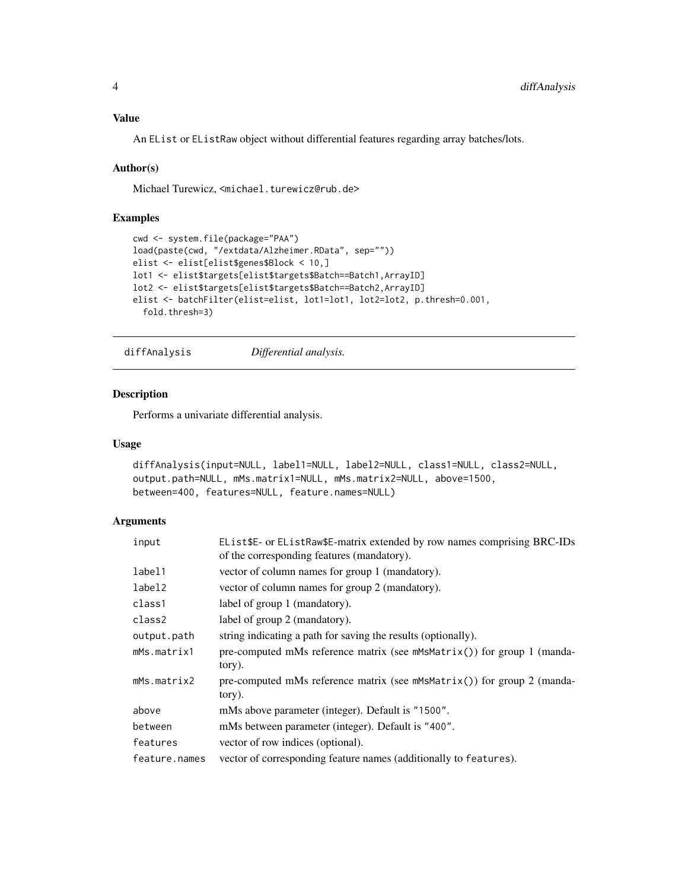### Value

An `EList` or `EListRaw` object without differential features regarding array batches/lots.

### Author(s)

Michael Turewicz, <michael.turewicz@rub.de>

### Examples

```
cwd <- system.file(package="PAA")
load(paste(cwd, "/extdata/Alzheimer.RData", sep=""))
elist <- elist[elist$genes$Block < 10,]
lot1 <- elist$targets[elist$targets$Batch==Batch1,ArrayID]
lot2 <- elist$targets[elist$targets$Batch==Batch2,ArrayID]
elist <- batchFilter(elist=elist, lot1=lot1, lot2=lot2, p.thresh=0.001,
  fold.thresh=3)
```

## diffAnalysis — *Differential analysis.*

### Description

Performs a univariate differential analysis.

### Usage

```
diffAnalysis(input=NULL, label1=NULL, label2=NULL, class1=NULL, class2=NULL,
output.path=NULL, mMs.matrix1=NULL, mMs.matrix2=NULL, above=1500,
between=400, features=NULL, feature.names=NULL)
```

### Arguments

| | |
|---|---|
| `input` | `EList$E`- or `EListRaw$E`-matrix extended by row names comprising BRC-IDs of the corresponding features (mandatory). |
| `label1` | vector of column names for group 1 (mandatory). |
| `label2` | vector of column names for group 2 (mandatory). |
| `class1` | label of group 1 (mandatory). |
| `class2` | label of group 2 (mandatory). |
| `output.path` | string indicating a path for saving the results (optionally). |
| `mMs.matrix1` | pre-computed mMs reference matrix (see `mMsMatrix()`) for group 1 (mandatory). |
| `mMs.matrix2` | pre-computed mMs reference matrix (see `mMsMatrix()`) for group 2 (mandatory). |
| `above` | mMs above parameter (integer). Default is "`1500`". |
| `between` | mMs between parameter (integer). Default is "`400`". |
| `features` | vector of row indices (optional). |
| `feature.names` | vector of corresponding feature names (additionally to `features`). |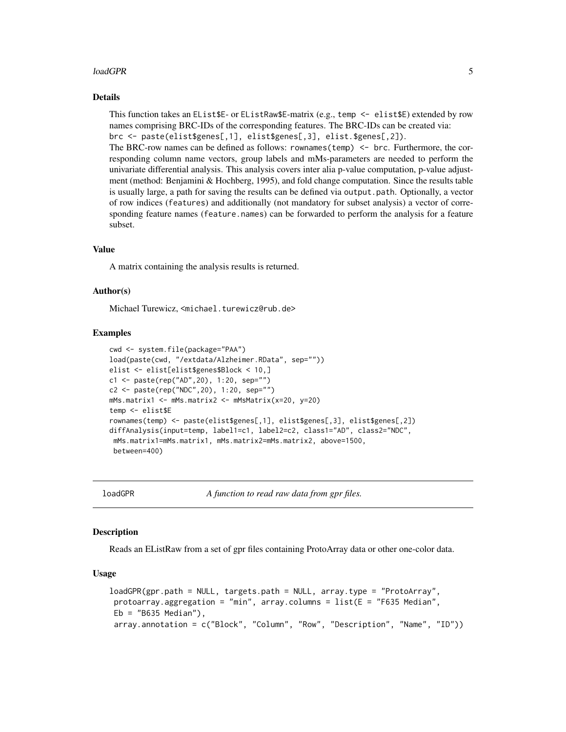### Details

This function takes an `EList$E`- or `EListRaw$E`-matrix (e.g., `temp <- elist$E`) extended by row names comprising BRC-IDs of the corresponding features. The BRC-IDs can be created via:
`brc <- paste(elist$genes[,1], elist$genes[,3], elist.$genes[,2])`.
The BRC-row names can be defined as follows: `rownames(temp) <- brc`. Furthermore, the corresponding column name vectors, group labels and mMs-parameters are needed to perform the univariate differential analysis. This analysis covers inter alia p-value computation, p-value adjustment (method: Benjamini & Hochberg, 1995), and fold change computation. Since the results table is usually large, a path for saving the results can be defined via `output.path`. Optionally, a vector of row indices (`features`) and additionally (not mandatory for subset analysis) a vector of corresponding feature names (`feature.names`) can be forwarded to perform the analysis for a feature subset.

### Value

A matrix containing the analysis results is returned.

### Author(s)

Michael Turewicz, <michael.turewicz@rub.de>

### Examples

```
cwd <- system.file(package="PAA")
load(paste(cwd, "/extdata/Alzheimer.RData", sep=""))
elist <- elist[elist$genes$Block < 10,]
c1 <- paste(rep("AD",20), 1:20, sep="")
c2 <- paste(rep("NDC",20), 1:20, sep="")
mMs.matrix1 <- mMs.matrix2 <- mMsMatrix(x=20, y=20)
temp <- elist$E
rownames(temp) <- paste(elist$genes[,1], elist$genes[,3], elist$genes[,2])
diffAnalysis(input=temp, label1=c1, label2=c2, class1="AD", class2="NDC",
 mMs.matrix1=mMs.matrix1, mMs.matrix2=mMs.matrix2, above=1500,
 between=400)
```

---

## loadGPR — *A function to read raw data from gpr files.*

### Description

Reads an EListRaw from a set of gpr files containing ProtoArray data or other one-color data.

### Usage

```
loadGPR(gpr.path = NULL, targets.path = NULL, array.type = "ProtoArray",
 protoarray.aggregation = "min", array.columns = list(E = "F635 Median",
 Eb = "B635 Median"),
 array.annotation = c("Block", "Column", "Row", "Description", "Name", "ID"))
```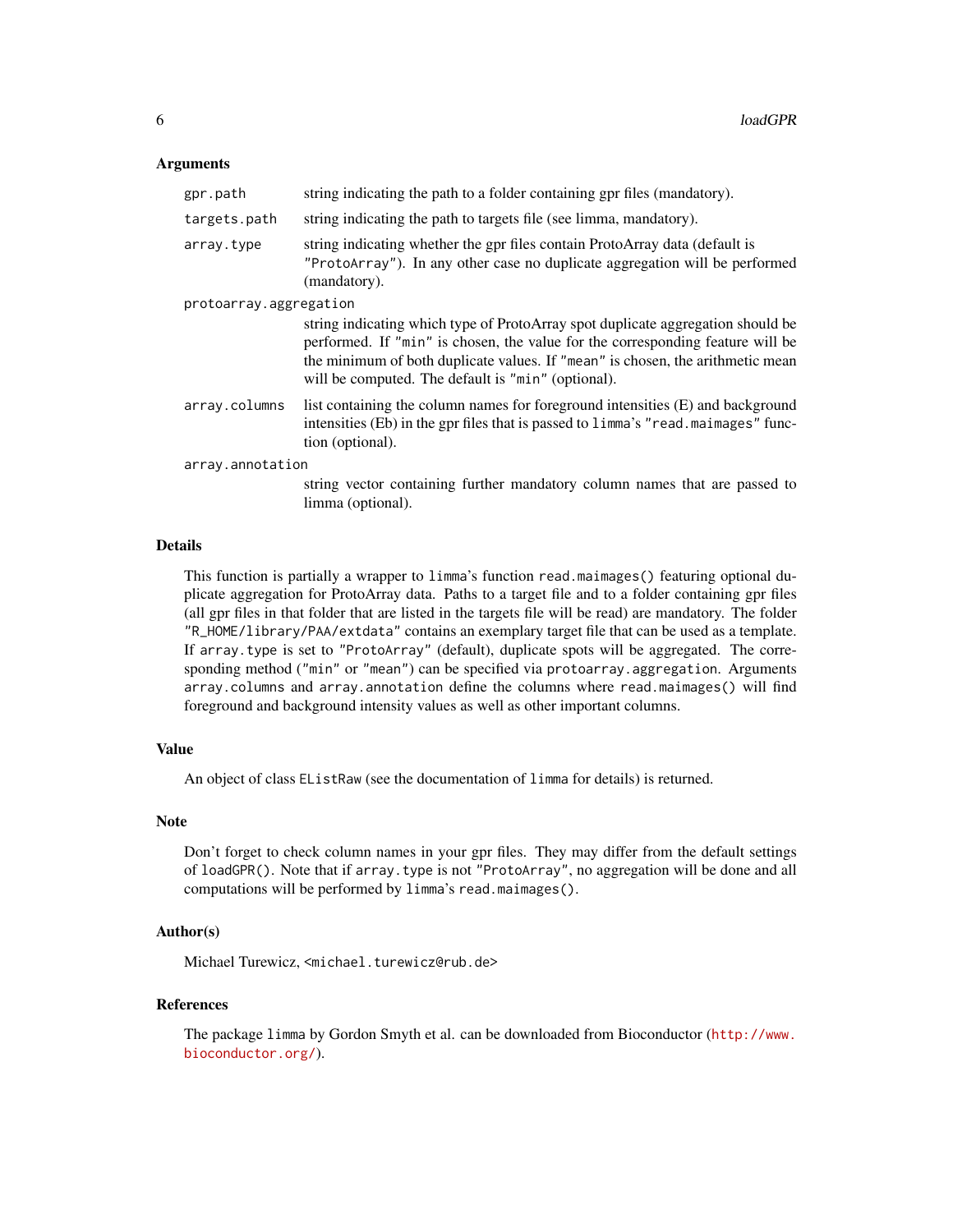### Arguments

- `gpr.path` string indicating the path to a folder containing gpr files (mandatory).
- `targets.path` string indicating the path to targets file (see limma, mandatory).
- `array.type` string indicating whether the gpr files contain ProtoArray data (default is `"ProtoArray"`). In any other case no duplicate aggregation will be performed (mandatory).
- `protoarray.aggregation` string indicating which type of ProtoArray spot duplicate aggregation should be performed. If `"min"` is chosen, the value for the corresponding feature will be the minimum of both duplicate values. If `"mean"` is chosen, the arithmetic mean will be computed. The default is `"min"` (optional).
- `array.columns` list containing the column names for foreground intensities (E) and background intensities (Eb) in the gpr files that is passed to `limma`'s `"read.maimages"` function (optional).
- `array.annotation` string vector containing further mandatory column names that are passed to limma (optional).

### Details

This function is partially a wrapper to `limma`'s function `read.maimages()` featuring optional duplicate aggregation for ProtoArray data. Paths to a target file and to a folder containing gpr files (all gpr files in that folder that are listed in the targets file will be read) are mandatory. The folder `"R_HOME/library/PAA/extdata"` contains an exemplary target file that can be used as a template. If `array.type` is set to `"ProtoArray"` (default), duplicate spots will be aggregated. The corresponding method (`"min"` or `"mean"`) can be specified via `protoarray.aggregation`. Arguments `array.columns` and `array.annotation` define the columns where `read.maimages()` will find foreground and background intensity values as well as other important columns.

### Value

An object of class `EListRaw` (see the documentation of `limma` for details) is returned.

### Note

Don't forget to check column names in your gpr files. They may differ from the default settings of `loadGPR()`. Note that if `array.type` is not `"ProtoArray"`, no aggregation will be done and all computations will be performed by `limma`'s `read.maimages()`.

### Author(s)

Michael Turewicz, <michael.turewicz@rub.de>

### References

The package `limma` by Gordon Smyth et al. can be downloaded from Bioconductor (http://www.bioconductor.org/).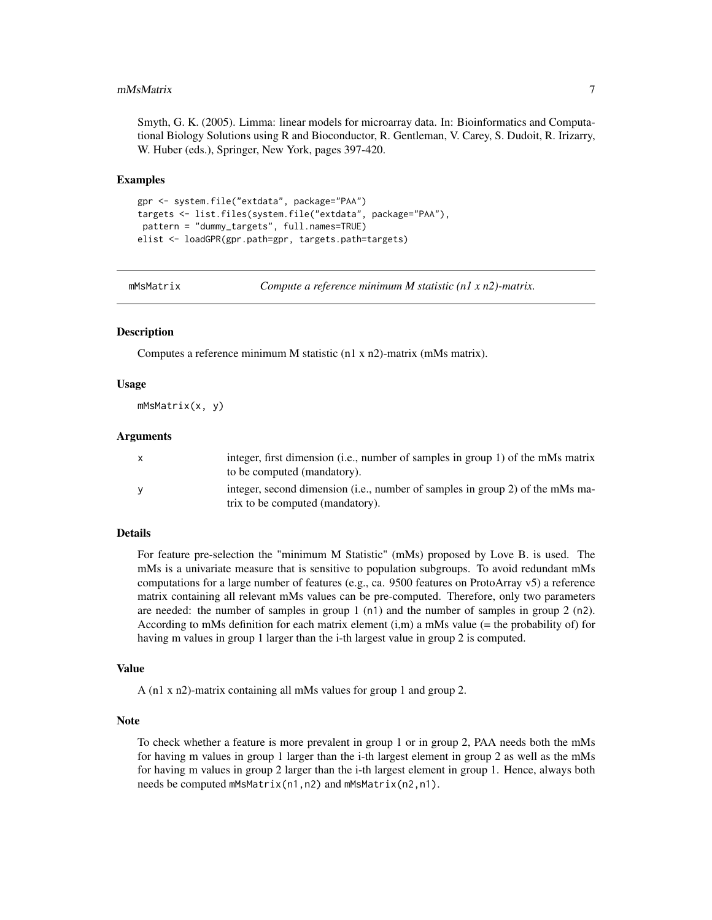Smyth, G. K. (2005). Limma: linear models for microarray data. In: Bioinformatics and Computational Biology Solutions using R and Bioconductor, R. Gentleman, V. Carey, S. Dudoit, R. Irizarry, W. Huber (eds.), Springer, New York, pages 397-420.

### Examples

```
gpr <- system.file("extdata", package="PAA")
targets <- list.files(system.file("extdata", package="PAA"),
 pattern = "dummy_targets", full.names=TRUE)
elist <- loadGPR(gpr.path=gpr, targets.path=targets)
```

---

## mMsMatrix — *Compute a reference minimum M statistic (n1 x n2)-matrix.*

### Description

Computes a reference minimum M statistic (n1 x n2)-matrix (mMs matrix).

### Usage

```
mMsMatrix(x, y)
```

### Arguments

| | |
|---|---|
| x | integer, first dimension (i.e., number of samples in group 1) of the mMs matrix to be computed (mandatory). |
| y | integer, second dimension (i.e., number of samples in group 2) of the mMs matrix to be computed (mandatory). |

### Details

For feature pre-selection the "minimum M Statistic" (mMs) proposed by Love B. is used. The mMs is a univariate measure that is sensitive to population subgroups. To avoid redundant mMs computations for a large number of features (e.g., ca. 9500 features on ProtoArray v5) a reference matrix containing all relevant mMs values can be pre-computed. Therefore, only two parameters are needed: the number of samples in group 1 (`n1`) and the number of samples in group 2 (`n2`). According to mMs definition for each matrix element (i,m) a mMs value (= the probability of) for having m values in group 1 larger than the i-th largest value in group 2 is computed.

### Value

A (n1 x n2)-matrix containing all mMs values for group 1 and group 2.

### Note

To check whether a feature is more prevalent in group 1 or in group 2, PAA needs both the mMs for having m values in group 1 larger than the i-th largest element in group 2 as well as the mMs for having m values in group 2 larger than the i-th largest element in group 1. Hence, always both needs be computed `mMsMatrix(n1,n2)` and `mMsMatrix(n2,n1)`.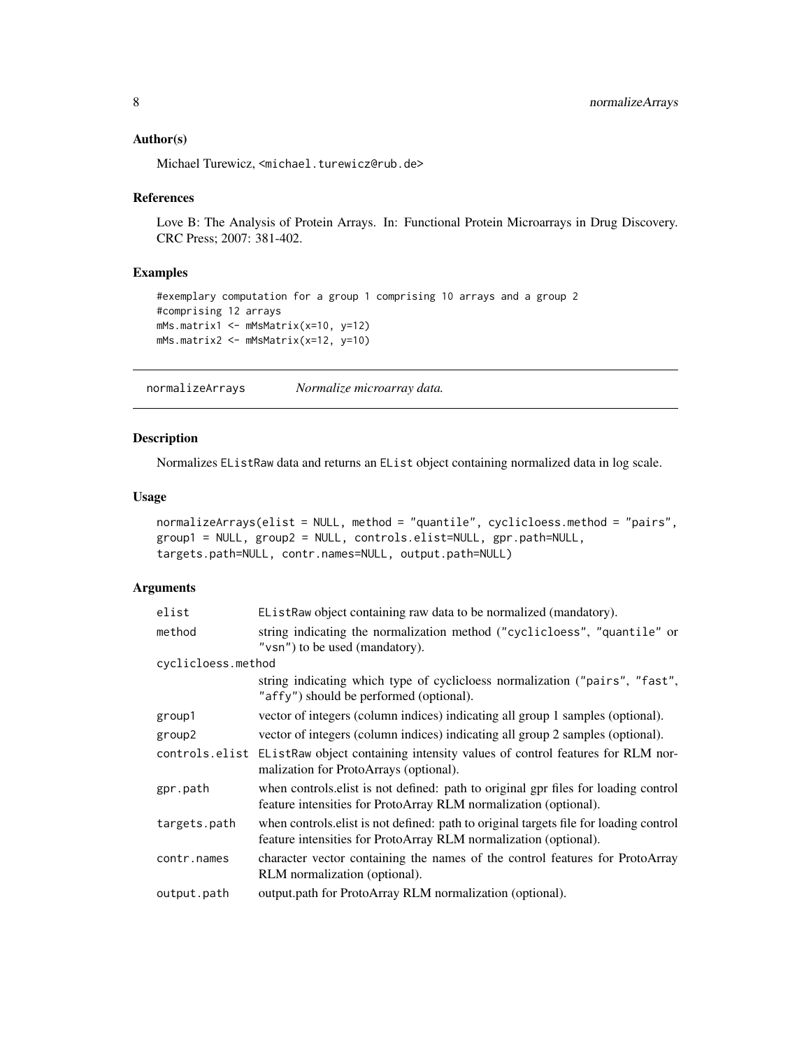### Author(s)

Michael Turewicz, <michael.turewicz@rub.de>

### References

Love B: The Analysis of Protein Arrays. In: Functional Protein Microarrays in Drug Discovery. CRC Press; 2007: 381-402.

### Examples

```
#exemplary computation for a group 1 comprising 10 arrays and a group 2
#comprising 12 arrays
mMs.matrix1 <- mMsMatrix(x=10, y=12)
mMs.matrix2 <- mMsMatrix(x=12, y=10)
```

---

## normalizeArrays *Normalize microarray data.*

---

### Description

Normalizes `EListRaw` data and returns an `EList` object containing normalized data in log scale.

### Usage

```
normalizeArrays(elist = NULL, method = "quantile", cyclicloess.method = "pairs",
group1 = NULL, group2 = NULL, controls.elist=NULL, gpr.path=NULL,
targets.path=NULL, contr.names=NULL, output.path=NULL)
```

### Arguments

| | |
|---|---|
| `elist` | `EListRaw` object containing raw data to be normalized (mandatory). |
| `method` | string indicating the normalization method (`"cyclicloess"`, `"quantile"` or `"vsn"`) to be used (mandatory). |
| `cyclicloess.method` | string indicating which type of cyclicloess normalization (`"pairs"`, `"fast"`, `"affy"`) should be performed (optional). |
| `group1` | vector of integers (column indices) indicating all group 1 samples (optional). |
| `group2` | vector of integers (column indices) indicating all group 2 samples (optional). |
| `controls.elist` | `EListRaw` object containing intensity values of control features for RLM normalization for ProtoArrays (optional). |
| `gpr.path` | when controls.elist is not defined: path to original gpr files for loading control feature intensities for ProtoArray RLM normalization (optional). |
| `targets.path` | when controls.elist is not defined: path to original targets file for loading control feature intensities for ProtoArray RLM normalization (optional). |
| `contr.names` | character vector containing the names of the control features for ProtoArray RLM normalization (optional). |
| `output.path` | output.path for ProtoArray RLM normalization (optional). |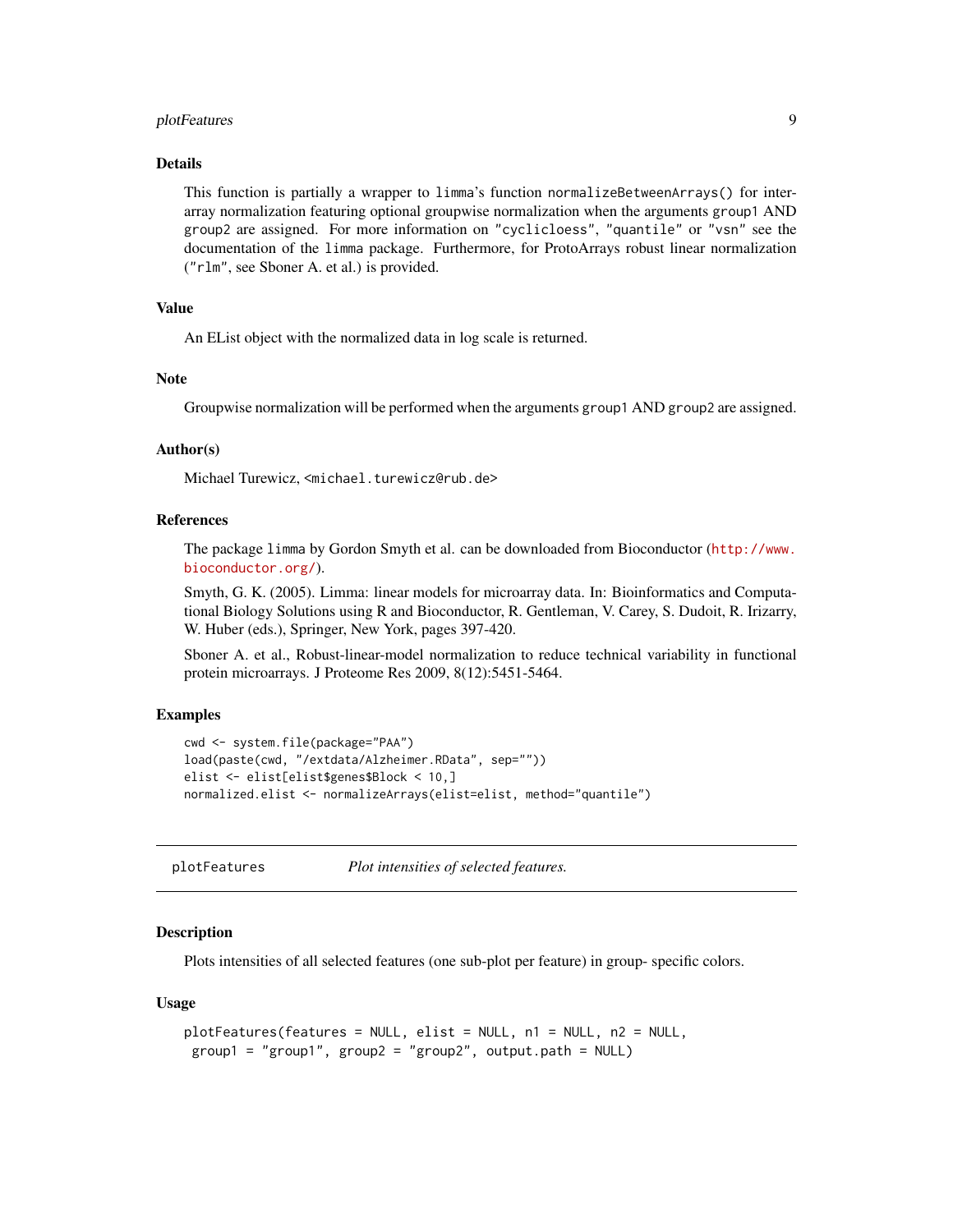### Details

This function is partially a wrapper to `limma`'s function `normalizeBetweenArrays()` for inter-array normalization featuring optional groupwise normalization when the arguments `group1` AND `group2` are assigned. For more information on `"cyclicloess"`, `"quantile"` or `"vsn"` see the documentation of the `limma` package. Furthermore, for ProtoArrays robust linear normalization (`"rlm"`, see Sboner A. et al.) is provided.

### Value

An EList object with the normalized data in log scale is returned.

### Note

Groupwise normalization will be performed when the arguments `group1` AND `group2` are assigned.

### Author(s)

Michael Turewicz, <michael.turewicz@rub.de>

### References

The package `limma` by Gordon Smyth et al. can be downloaded from Bioconductor (http://www.bioconductor.org/).

Smyth, G. K. (2005). Limma: linear models for microarray data. In: Bioinformatics and Computational Biology Solutions using R and Bioconductor, R. Gentleman, V. Carey, S. Dudoit, R. Irizarry, W. Huber (eds.), Springer, New York, pages 397-420.

Sboner A. et al., Robust-linear-model normalization to reduce technical variability in functional protein microarrays. J Proteome Res 2009, 8(12):5451-5464.

### Examples

```
cwd <- system.file(package="PAA")
load(paste(cwd, "/extdata/Alzheimer.RData", sep=""))
elist <- elist[elist$genes$Block < 10,]
normalized.elist <- normalizeArrays(elist=elist, method="quantile")
```

---

## plotFeatures — *Plot intensities of selected features.*

---

### Description

Plots intensities of all selected features (one sub-plot per feature) in group- specific colors.

### Usage

```
plotFeatures(features = NULL, elist = NULL, n1 = NULL, n2 = NULL,
 group1 = "group1", group2 = "group2", output.path = NULL)
```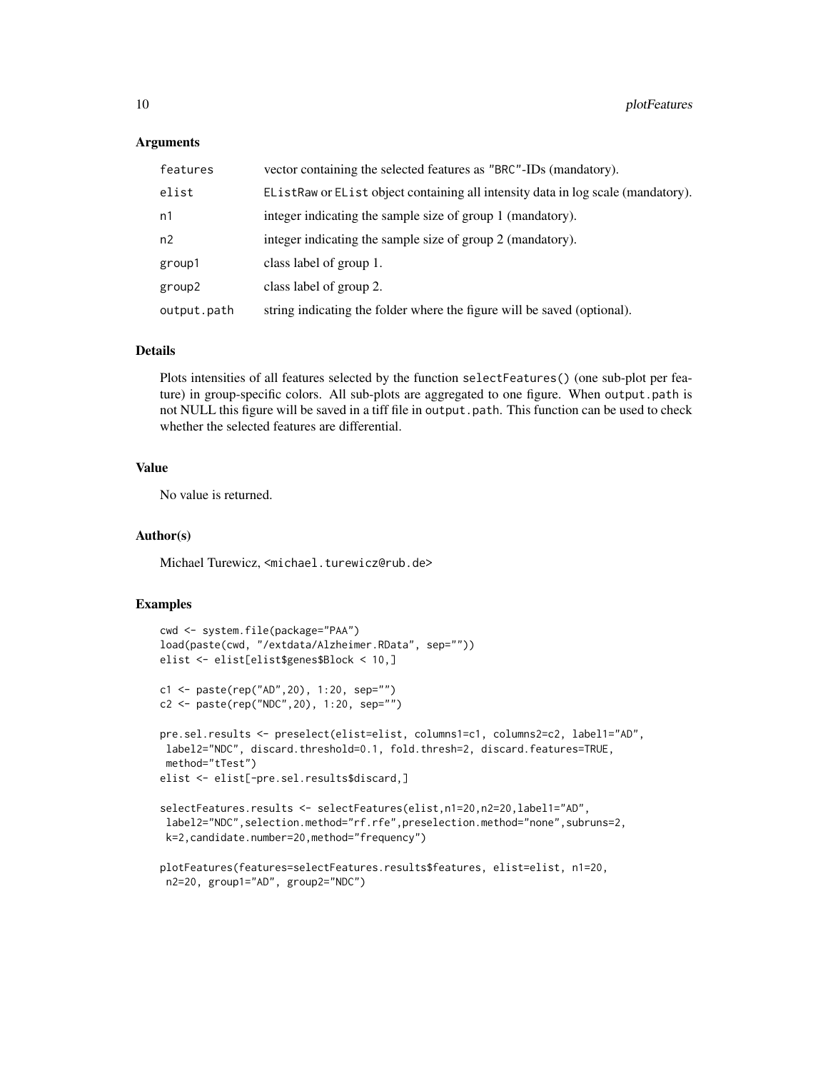### Arguments

| | |
|---|---|
| features | vector containing the selected features as "BRC"-IDs (mandatory). |
| elist | EListRaw or EList object containing all intensity data in log scale (mandatory). |
| n1 | integer indicating the sample size of group 1 (mandatory). |
| n2 | integer indicating the sample size of group 2 (mandatory). |
| group1 | class label of group 1. |
| group2 | class label of group 2. |
| output.path | string indicating the folder where the figure will be saved (optional). |

### Details

Plots intensities of all features selected by the function selectFeatures() (one sub-plot per feature) in group-specific colors. All sub-plots are aggregated to one figure. When output.path is not NULL this figure will be saved in a tiff file in output.path. This function can be used to check whether the selected features are differential.

### Value

No value is returned.

### Author(s)

Michael Turewicz, <michael.turewicz@rub.de>

### Examples

```
cwd <- system.file(package="PAA")
load(paste(cwd, "/extdata/Alzheimer.RData", sep=""))
elist <- elist[elist$genes$Block < 10,]

c1 <- paste(rep("AD",20), 1:20, sep="")
c2 <- paste(rep("NDC",20), 1:20, sep="")

pre.sel.results <- preselect(elist=elist, columns1=c1, columns2=c2, label1="AD",
 label2="NDC", discard.threshold=0.1, fold.thresh=2, discard.features=TRUE,
 method="tTest")
elist <- elist[-pre.sel.results$discard,]

selectFeatures.results <- selectFeatures(elist,n1=20,n2=20,label1="AD",
 label2="NDC",selection.method="rf.rfe",preselection.method="none",subruns=2,
 k=2,candidate.number=20,method="frequency")

plotFeatures(features=selectFeatures.results$features, elist=elist, n1=20,
 n2=20, group1="AD", group2="NDC")
```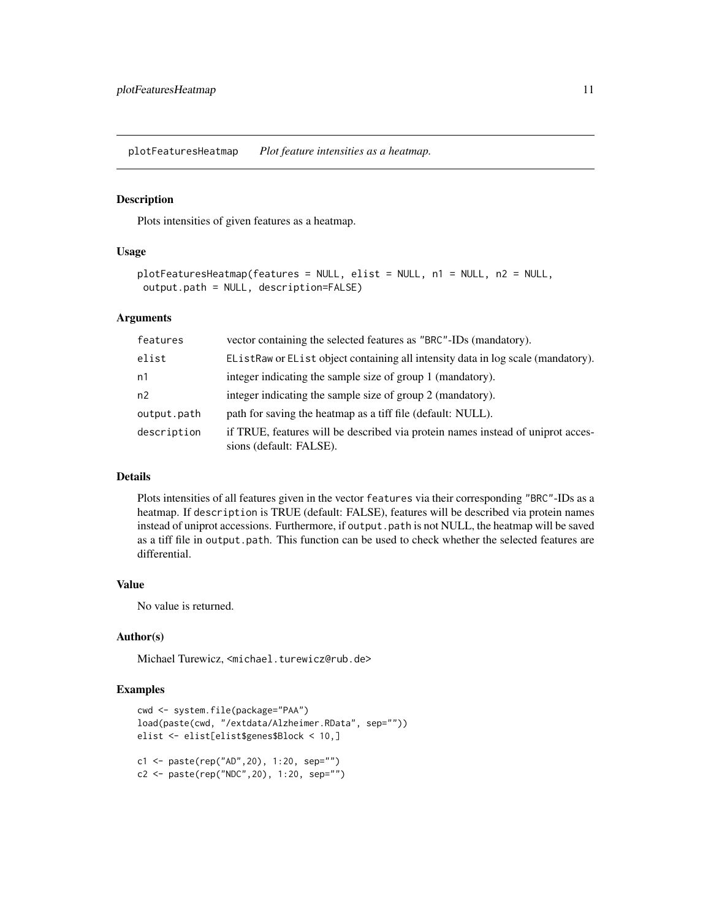plotFeaturesHeatmap *Plot feature intensities as a heatmap.*

## Description

Plots intensities of given features as a heatmap.

## Usage

```
plotFeaturesHeatmap(features = NULL, elist = NULL, n1 = NULL, n2 = NULL,
 output.path = NULL, description=FALSE)
```

## Arguments

| | |
|---|---|
| features | vector containing the selected features as "BRC"-IDs (mandatory). |
| elist | EListRaw or EList object containing all intensity data in log scale (mandatory). |
| n1 | integer indicating the sample size of group 1 (mandatory). |
| n2 | integer indicating the sample size of group 2 (mandatory). |
| output.path | path for saving the heatmap as a tiff file (default: NULL). |
| description | if TRUE, features will be described via protein names instead of uniprot accessions (default: FALSE). |

## Details

Plots intensities of all features given in the vector features via their corresponding "BRC"-IDs as a heatmap. If description is TRUE (default: FALSE), features will be described via protein names instead of uniprot accessions. Furthermore, if output.path is not NULL, the heatmap will be saved as a tiff file in output.path. This function can be used to check whether the selected features are differential.

## Value

No value is returned.

## Author(s)

Michael Turewicz, <michael.turewicz@rub.de>

## Examples

```
cwd <- system.file(package="PAA")
load(paste(cwd, "/extdata/Alzheimer.RData", sep=""))
elist <- elist[elist$genes$Block < 10,]

c1 <- paste(rep("AD",20), 1:20, sep="")
c2 <- paste(rep("NDC",20), 1:20, sep="")
```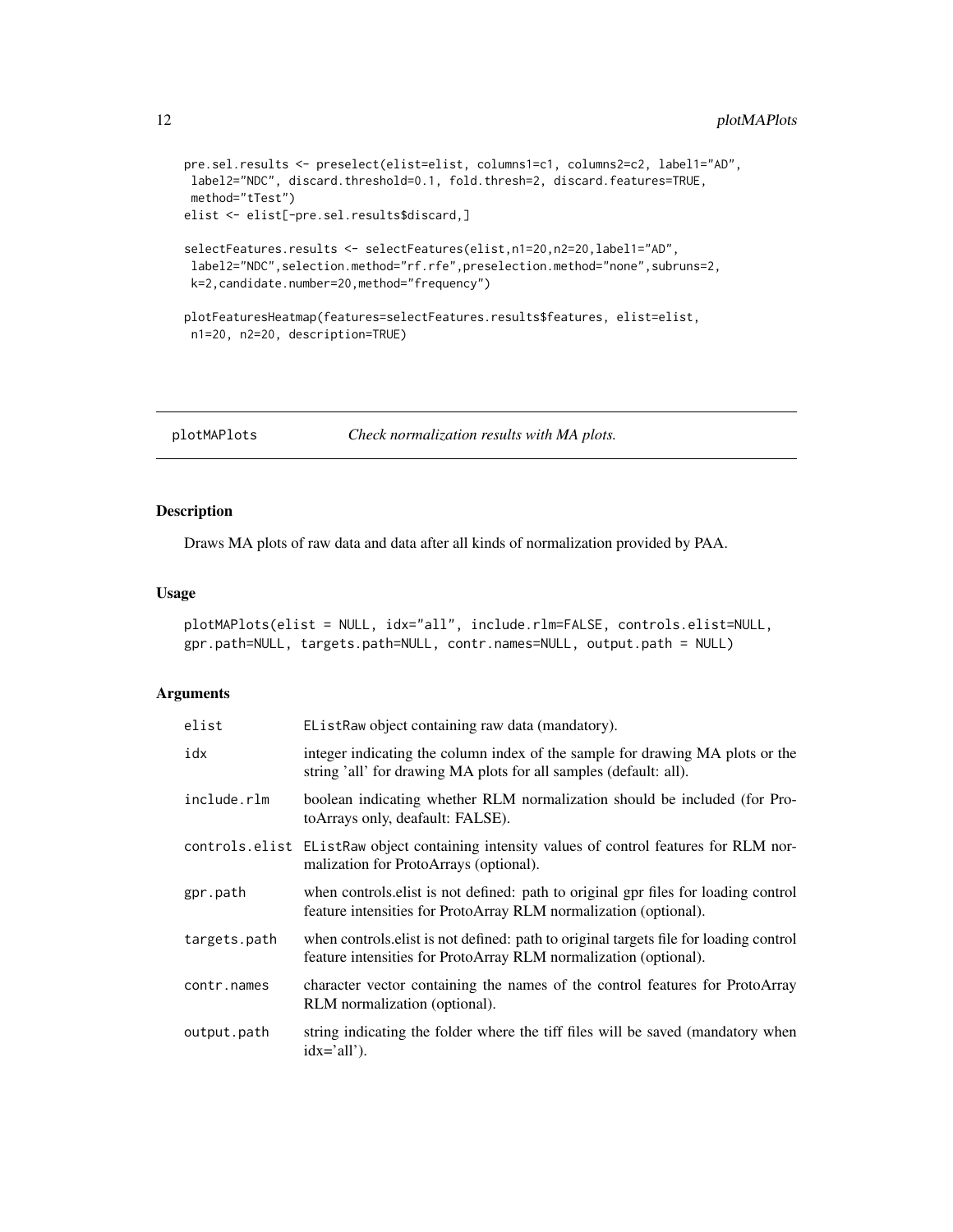```
pre.sel.results <- preselect(elist=elist, columns1=c1, columns2=c2, label1="AD",
 label2="NDC", discard.threshold=0.1, fold.thresh=2, discard.features=TRUE,
 method="tTest")
elist <- elist[-pre.sel.results$discard,]

selectFeatures.results <- selectFeatures(elist,n1=20,n2=20,label1="AD",
 label2="NDC",selection.method="rf.rfe",preselection.method="none",subruns=2,
 k=2,candidate.number=20,method="frequency")

plotFeaturesHeatmap(features=selectFeatures.results$features, elist=elist,
 n1=20, n2=20, description=TRUE)
```

## plotMAPlots *Check normalization results with MA plots.*

### Description

Draws MA plots of raw data and data after all kinds of normalization provided by PAA.

### Usage

```
plotMAPlots(elist = NULL, idx="all", include.rlm=FALSE, controls.elist=NULL,
gpr.path=NULL, targets.path=NULL, contr.names=NULL, output.path = NULL)
```

### Arguments

| | |
|---|---|
| elist | EListRaw object containing raw data (mandatory). |
| idx | integer indicating the column index of the sample for drawing MA plots or the string 'all' for drawing MA plots for all samples (default: all). |
| include.rlm | boolean indicating whether RLM normalization should be included (for ProtoArrays only, deafault: FALSE). |
| controls.elist | EListRaw object containing intensity values of control features for RLM normalization for ProtoArrays (optional). |
| gpr.path | when controls.elist is not defined: path to original gpr files for loading control feature intensities for ProtoArray RLM normalization (optional). |
| targets.path | when controls.elist is not defined: path to original targets file for loading control feature intensities for ProtoArray RLM normalization (optional). |
| contr.names | character vector containing the names of the control features for ProtoArray RLM normalization (optional). |
| output.path | string indicating the folder where the tiff files will be saved (mandatory when idx='all'). |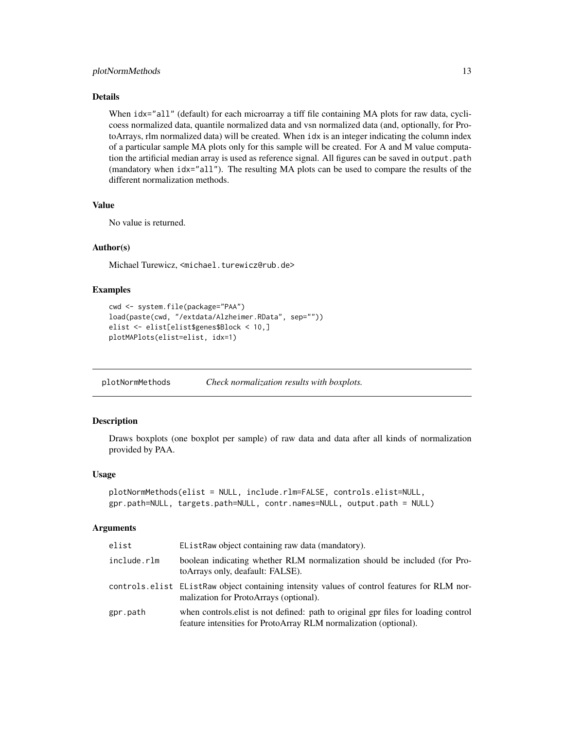### Details

When `idx="all"` (default) for each microarray a tiff file containing MA plots for raw data, cyclicoess normalized data, quantile normalized data and vsn normalized data (and, optionally, for ProtoArrays, rlm normalized data) will be created. When `idx` is an integer indicating the column index of a particular sample MA plots only for this sample will be created. For A and M value computation the artificial median array is used as reference signal. All figures can be saved in `output.path` (mandatory when `idx="all"`). The resulting MA plots can be used to compare the results of the different normalization methods.

### Value

No value is returned.

### Author(s)

Michael Turewicz, <michael.turewicz@rub.de>

### Examples

```
cwd <- system.file(package="PAA")
load(paste(cwd, "/extdata/Alzheimer.RData", sep=""))
elist <- elist[elist$genes$Block < 10,]
plotMAPlots(elist=elist, idx=1)
```

---

## plotNormMethods    *Check normalization results with boxplots.*

---

### Description

Draws boxplots (one boxplot per sample) of raw data and data after all kinds of normalization provided by PAA.

### Usage

```
plotNormMethods(elist = NULL, include.rlm=FALSE, controls.elist=NULL,
gpr.path=NULL, targets.path=NULL, contr.names=NULL, output.path = NULL)
```

### Arguments

| | |
|---|---|
| `elist` | `EListRaw` object containing raw data (mandatory). |
| `include.rlm` | boolean indicating whether RLM normalization should be included (for ProtoArrays only, deafault: FALSE). |
| `controls.elist` | `EListRaw` object containing intensity values of control features for RLM normalization for ProtoArrays (optional). |
| `gpr.path` | when controls.elist is not defined: path to original gpr files for loading control feature intensities for ProtoArray RLM normalization (optional). |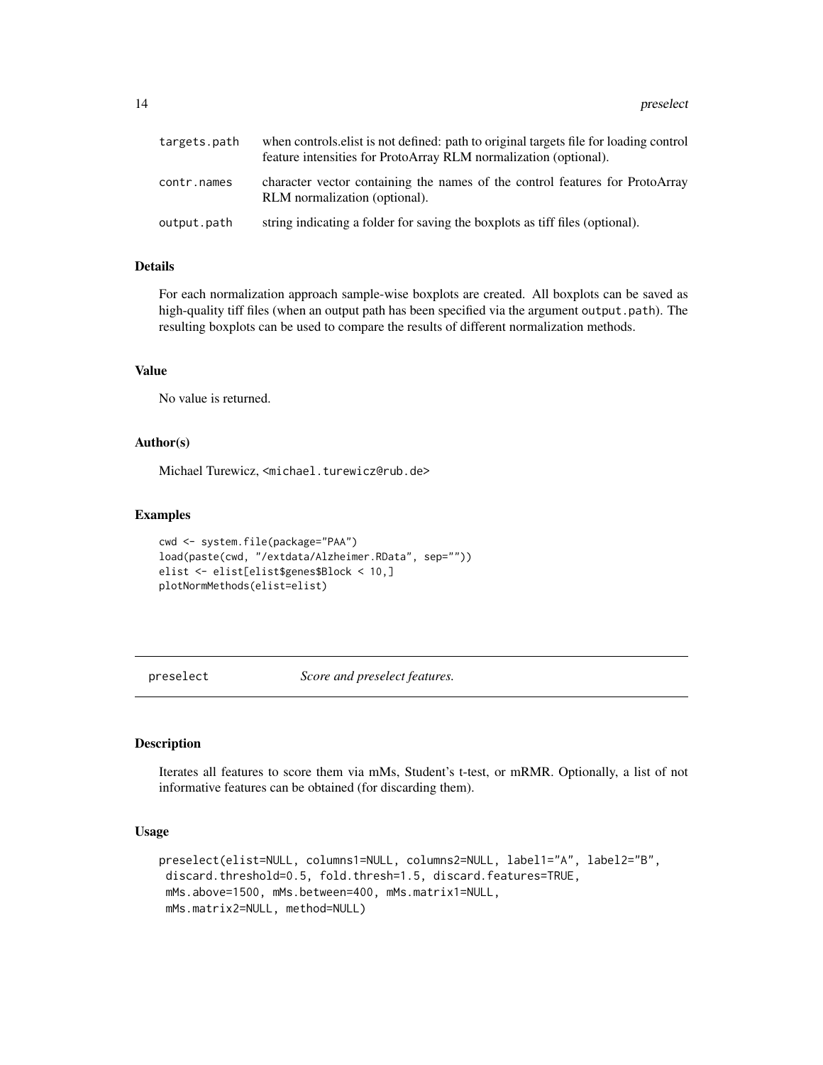| | |
|---|---|
| targets.path | when controls.elist is not defined: path to original targets file for loading control feature intensities for ProtoArray RLM normalization (optional). |
| contr.names | character vector containing the names of the control features for ProtoArray RLM normalization (optional). |
| output.path | string indicating a folder for saving the boxplots as tiff files (optional). |

### Details

For each normalization approach sample-wise boxplots are created. All boxplots can be saved as high-quality tiff files (when an output path has been specified via the argument `output.path`). The resulting boxplots can be used to compare the results of different normalization methods.

### Value

No value is returned.

### Author(s)

Michael Turewicz, <michael.turewicz@rub.de>

### Examples

```
cwd <- system.file(package="PAA")
load(paste(cwd, "/extdata/Alzheimer.RData", sep=""))
elist <- elist[elist$genes$Block < 10,]
plotNormMethods(elist=elist)
```

---

## preselect — *Score and preselect features.*

---

### Description

Iterates all features to score them via mMs, Student's t-test, or mRMR. Optionally, a list of not informative features can be obtained (for discarding them).

### Usage

```
preselect(elist=NULL, columns1=NULL, columns2=NULL, label1="A", label2="B",
 discard.threshold=0.5, fold.thresh=1.5, discard.features=TRUE,
 mMs.above=1500, mMs.between=400, mMs.matrix1=NULL,
 mMs.matrix2=NULL, method=NULL)
```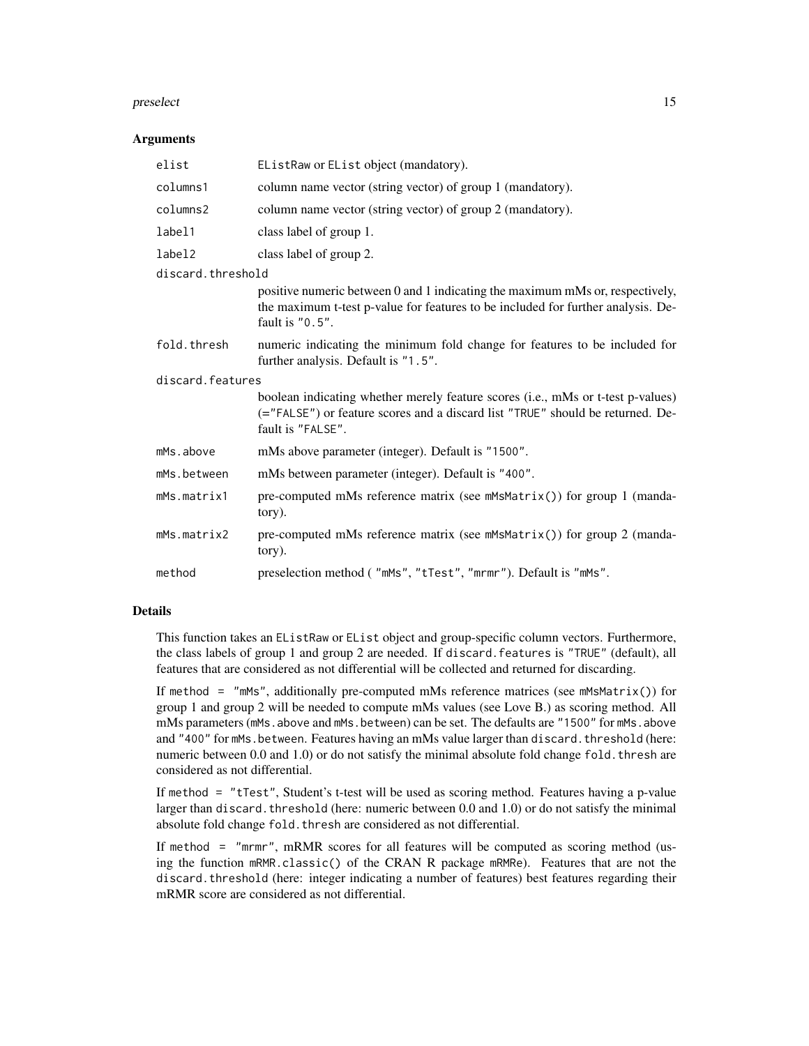### Arguments

| | |
|---|---|
| `elist` | `EListRaw` or `EList` object (mandatory). |
| `columns1` | column name vector (string vector) of group 1 (mandatory). |
| `columns2` | column name vector (string vector) of group 2 (mandatory). |
| `label1` | class label of group 1. |
| `label2` | class label of group 2. |
| `discard.threshold` | positive numeric between 0 and 1 indicating the maximum mMs or, respectively, the maximum t-test p-value for features to be included for further analysis. Default is `"0.5"`. |
| `fold.thresh` | numeric indicating the minimum fold change for features to be included for further analysis. Default is `"1.5"`. |
| `discard.features` | boolean indicating whether merely feature scores (i.e., mMs or t-test p-values) (=`"FALSE"`) or feature scores and a discard list `"TRUE"` should be returned. Default is `"FALSE"`. |
| `mMs.above` | mMs above parameter (integer). Default is `"1500"`. |
| `mMs.between` | mMs between parameter (integer). Default is `"400"`. |
| `mMs.matrix1` | pre-computed mMs reference matrix (see `mMsMatrix()`) for group 1 (mandatory). |
| `mMs.matrix2` | pre-computed mMs reference matrix (see `mMsMatrix()`) for group 2 (mandatory). |
| `method` | preselection method ( `"mMs"`, `"tTest"`, `"mrmr"`). Default is `"mMs"`. |

### Details

This function takes an `EListRaw` or `EList` object and group-specific column vectors. Furthermore, the class labels of group 1 and group 2 are needed. If `discard.features` is `"TRUE"` (default), all features that are considered as not differential will be collected and returned for discarding.

If `method = "mMs"`, additionally pre-computed mMs reference matrices (see `mMsMatrix()`) for group 1 and group 2 will be needed to compute mMs values (see Love B.) as scoring method. All mMs parameters (`mMs.above` and `mMs.between`) can be set. The defaults are `"1500"` for `mMs.above` and `"400"` for `mMs.between`. Features having an mMs value larger than `discard.threshold` (here: numeric between 0.0 and 1.0) or do not satisfy the minimal absolute fold change `fold.thresh` are considered as not differential.

If `method = "tTest"`, Student's t-test will be used as scoring method. Features having a p-value larger than `discard.threshold` (here: numeric between 0.0 and 1.0) or do not satisfy the minimal absolute fold change `fold.thresh` are considered as not differential.

If `method = "mrmr"`, mRMR scores for all features will be computed as scoring method (using the function `mRMR.classic()` of the CRAN R package `mRMRe`). Features that are not the `discard.threshold` (here: integer indicating a number of features) best features regarding their mRMR score are considered as not differential.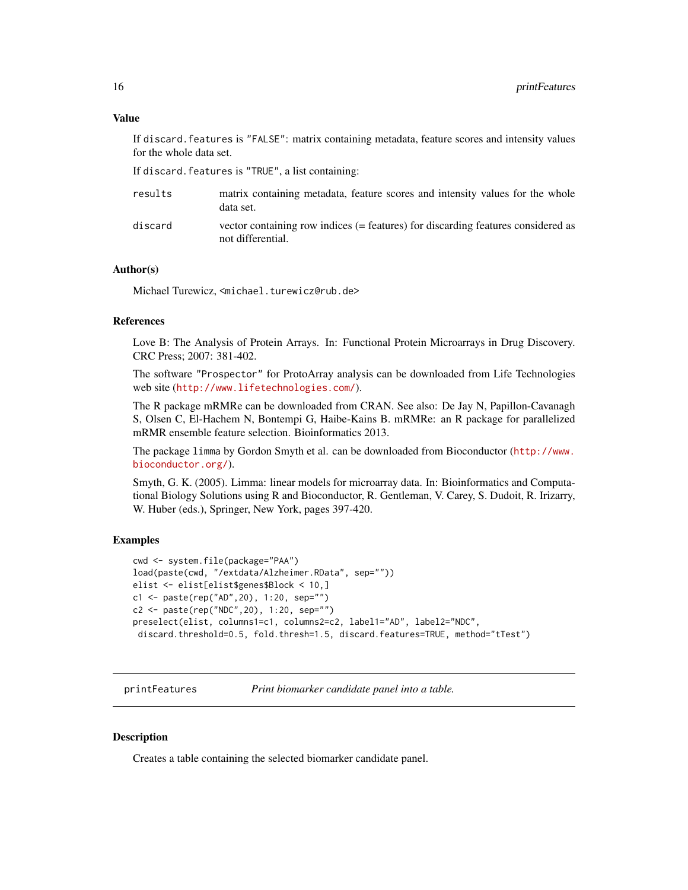### Value

If `discard.features` is "FALSE": matrix containing metadata, feature scores and intensity values for the whole data set.

If `discard.features` is "TRUE", a list containing:

| | |
|---|---|
| `results` | matrix containing metadata, feature scores and intensity values for the whole data set. |
| `discard` | vector containing row indices (= features) for discarding features considered as not differential. |

### Author(s)

Michael Turewicz, <michael.turewicz@rub.de>

### References

Love B: The Analysis of Protein Arrays. In: Functional Protein Microarrays in Drug Discovery. CRC Press; 2007: 381-402.

The software "Prospector" for ProtoArray analysis can be downloaded from Life Technologies web site (http://www.lifetechnologies.com/).

The R package mRMRe can be downloaded from CRAN. See also: De Jay N, Papillon-Cavanagh S, Olsen C, El-Hachem N, Bontempi G, Haibe-Kains B. mRMRe: an R package for parallelized mRMR ensemble feature selection. Bioinformatics 2013.

The package `limma` by Gordon Smyth et al. can be downloaded from Bioconductor (http://www.bioconductor.org/).

Smyth, G. K. (2005). Limma: linear models for microarray data. In: Bioinformatics and Computational Biology Solutions using R and Bioconductor, R. Gentleman, V. Carey, S. Dudoit, R. Irizarry, W. Huber (eds.), Springer, New York, pages 397-420.

### Examples

```
cwd <- system.file(package="PAA")
load(paste(cwd, "/extdata/Alzheimer.RData", sep=""))
elist <- elist[elist$genes$Block < 10,]
c1 <- paste(rep("AD",20), 1:20, sep="")
c2 <- paste(rep("NDC",20), 1:20, sep="")
preselect(elist, columns1=c1, columns2=c2, label1="AD", label2="NDC",
 discard.threshold=0.5, fold.thresh=1.5, discard.features=TRUE, method="tTest")
```

---

## printFeatures — *Print biomarker candidate panel into a table.*

### Description

Creates a table containing the selected biomarker candidate panel.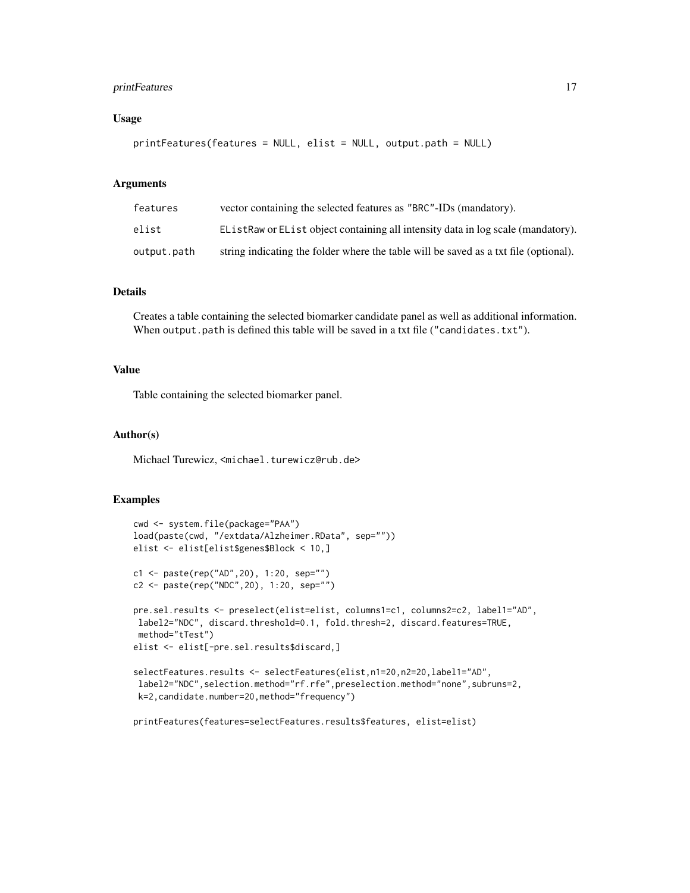## Usage

```
printFeatures(features = NULL, elist = NULL, output.path = NULL)
```

## Arguments

| | |
|---|---|
| features | vector containing the selected features as "BRC"-IDs (mandatory). |
| elist | EListRaw or EList object containing all intensity data in log scale (mandatory). |
| output.path | string indicating the folder where the table will be saved as a txt file (optional). |

## Details

Creates a table containing the selected biomarker candidate panel as well as additional information. When `output.path` is defined this table will be saved in a txt file ("candidates.txt").

## Value

Table containing the selected biomarker panel.

## Author(s)

Michael Turewicz, <michael.turewicz@rub.de>

## Examples

```
cwd <- system.file(package="PAA")
load(paste(cwd, "/extdata/Alzheimer.RData", sep=""))
elist <- elist[elist$genes$Block < 10,]

c1 <- paste(rep("AD",20), 1:20, sep="")
c2 <- paste(rep("NDC",20), 1:20, sep="")

pre.sel.results <- preselect(elist=elist, columns1=c1, columns2=c2, label1="AD",
 label2="NDC", discard.threshold=0.1, fold.thresh=2, discard.features=TRUE,
 method="tTest")
elist <- elist[-pre.sel.results$discard,]

selectFeatures.results <- selectFeatures(elist,n1=20,n2=20,label1="AD",
 label2="NDC",selection.method="rf.rfe",preselection.method="none",subruns=2,
 k=2,candidate.number=20,method="frequency")

printFeatures(features=selectFeatures.results$features, elist=elist)
```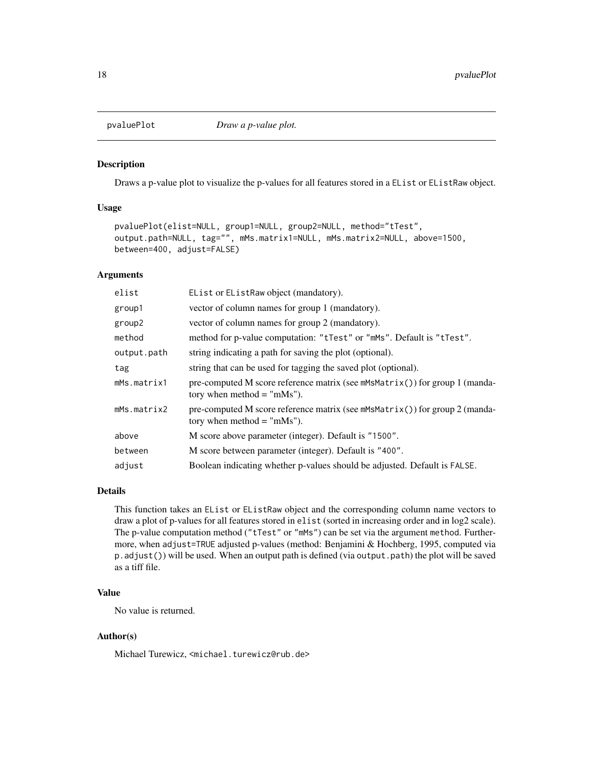# pvaluePlot — *Draw a p-value plot.*

## Description

Draws a p-value plot to visualize the p-values for all features stored in a EList or EListRaw object.

## Usage

```
pvaluePlot(elist=NULL, group1=NULL, group2=NULL, method="tTest",
output.path=NULL, tag="", mMs.matrix1=NULL, mMs.matrix2=NULL, above=1500,
between=400, adjust=FALSE)
```

## Arguments

| | |
|---|---|
| elist | EList or EListRaw object (mandatory). |
| group1 | vector of column names for group 1 (mandatory). |
| group2 | vector of column names for group 2 (mandatory). |
| method | method for p-value computation: "tTest" or "mMs". Default is "tTest". |
| output.path | string indicating a path for saving the plot (optional). |
| tag | string that can be used for tagging the saved plot (optional). |
| mMs.matrix1 | pre-computed M score reference matrix (see mMsMatrix()) for group 1 (mandatory when method = "mMs"). |
| mMs.matrix2 | pre-computed M score reference matrix (see mMsMatrix()) for group 2 (mandatory when method = "mMs"). |
| above | M score above parameter (integer). Default is "1500". |
| between | M score between parameter (integer). Default is "400". |
| adjust | Boolean indicating whether p-values should be adjusted. Default is FALSE. |

## Details

This function takes an EList or EListRaw object and the corresponding column name vectors to draw a plot of p-values for all features stored in elist (sorted in increasing order and in log2 scale). The p-value computation method ("tTest" or "mMs") can be set via the argument method. Furthermore, when adjust=TRUE adjusted p-values (method: Benjamini & Hochberg, 1995, computed via p.adjust()) will be used. When an output path is defined (via output.path) the plot will be saved as a tiff file.

## Value

No value is returned.

## Author(s)

Michael Turewicz, <michael.turewicz@rub.de>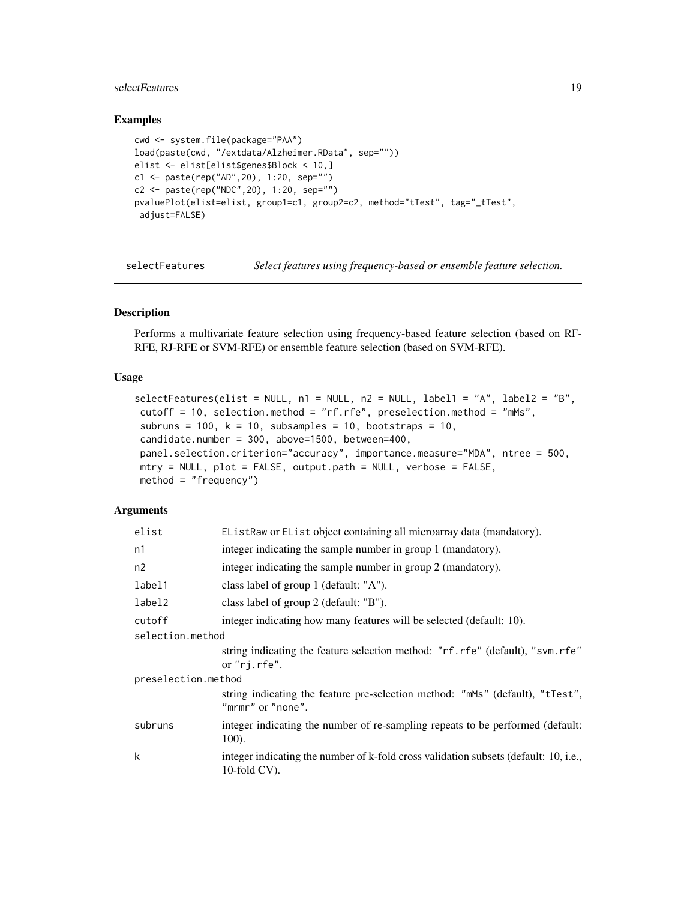### Examples

```
cwd <- system.file(package="PAA")
load(paste(cwd, "/extdata/Alzheimer.RData", sep=""))
elist <- elist[elist$genes$Block < 10,]
c1 <- paste(rep("AD",20), 1:20, sep="")
c2 <- paste(rep("NDC",20), 1:20, sep="")
pvaluePlot(elist=elist, group1=c1, group2=c2, method="tTest", tag="_tTest",
 adjust=FALSE)
```

---

## selectFeatures — *Select features using frequency-based or ensemble feature selection.*

---

### Description

Performs a multivariate feature selection using frequency-based feature selection (based on RF-RFE, RJ-RFE or SVM-RFE) or ensemble feature selection (based on SVM-RFE).

### Usage

```
selectFeatures(elist = NULL, n1 = NULL, n2 = NULL, label1 = "A", label2 = "B",
 cutoff = 10, selection.method = "rf.rfe", preselection.method = "mMs",
 subruns = 100, k = 10, subsamples = 10, bootstraps = 10,
 candidate.number = 300, above=1500, between=400,
 panel.selection.criterion="accuracy", importance.measure="MDA", ntree = 500,
 mtry = NULL, plot = FALSE, output.path = NULL, verbose = FALSE,
 method = "frequency")
```

### Arguments

| | |
|---|---|
| `elist` | `EListRaw` or `EList` object containing all microarray data (mandatory). |
| `n1` | integer indicating the sample number in group 1 (mandatory). |
| `n2` | integer indicating the sample number in group 2 (mandatory). |
| `label1` | class label of group 1 (default: "A"). |
| `label2` | class label of group 2 (default: "B"). |
| `cutoff` | integer indicating how many features will be selected (default: 10). |
| `selection.method` | string indicating the feature selection method: `"rf.rfe"` (default), `"svm.rfe"` or `"rj.rfe"`. |
| `preselection.method` | string indicating the feature pre-selection method: `"mMs"` (default), `"tTest"`, `"mrmr"` or `"none"`. |
| `subruns` | integer indicating the number of re-sampling repeats to be performed (default: 100). |
| `k` | integer indicating the number of k-fold cross validation subsets (default: 10, i.e., 10-fold CV). |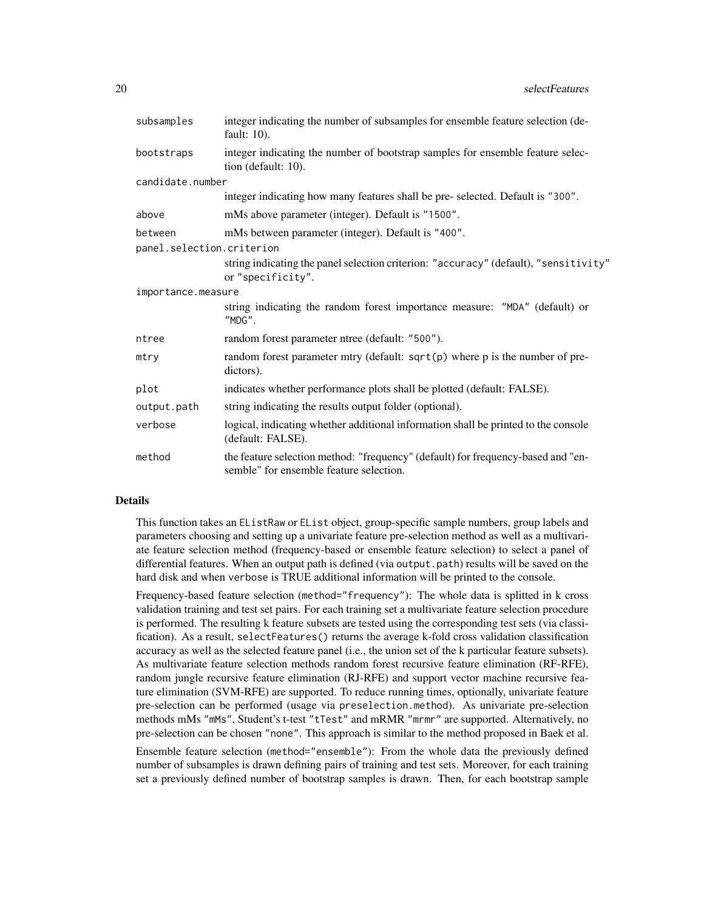| | |
|---|---|
| `subsamples` | integer indicating the number of subsamples for ensemble feature selection (default: 10). |
| `bootstraps` | integer indicating the number of bootstrap samples for ensemble feature selection (default: 10). |
| `candidate.number` | integer indicating how many features shall be pre- selected. Default is "300". |
| `above` | mMs above parameter (integer). Default is "1500". |
| `between` | mMs between parameter (integer). Default is "400". |
| `panel.selection.criterion` | string indicating the panel selection criterion: "accuracy" (default), "sensitivity" or "specificity". |
| `importance.measure` | string indicating the random forest importance measure: "MDA" (default) or "MDG". |
| `ntree` | random forest parameter ntree (default: "500"). |
| `mtry` | random forest parameter mtry (default: `sqrt(p)` where p is the number of predictors). |
| `plot` | indicates whether performance plots shall be plotted (default: FALSE). |
| `output.path` | string indicating the results output folder (optional). |
| `verbose` | logical, indicating whether additional information shall be printed to the console (default: FALSE). |
| `method` | the feature selection method: "frequency" (default) for frequency-based and "ensemble" for ensemble feature selection. |

## Details

This function takes an `EListRaw` or `EList` object, group-specific sample numbers, group labels and parameters choosing and setting up a univariate feature pre-selection method as well as a multivariate feature selection method (frequency-based or ensemble feature selection) to select a panel of differential features. When an output path is defined (via `output.path`) results will be saved on the hard disk and when `verbose` is TRUE additional information will be printed to the console.

Frequency-based feature selection (`method="frequency"`): The whole data is splitted in k cross validation training and test set pairs. For each training set a multivariate feature selection procedure is performed. The resulting k feature subsets are tested using the corresponding test sets (via classification). As a result, `selectFeatures()` returns the average k-fold cross validation classification accuracy as well as the selected feature panel (i.e., the union set of the k particular feature subsets). As multivariate feature selection methods random forest recursive feature elimination (RF-RFE), random jungle recursive feature elimination (RJ-RFE) and support vector machine recursive feature elimination (SVM-RFE) are supported. To reduce running times, optionally, univariate feature pre-selection can be performed (usage via `preselection.method`). As univariate pre-selection methods mMs `"mMs"`, Student's t-test `"tTest"` and mRMR `"mrmr"` are supported. Alternatively, no pre-selection can be chosen `"none"`. This approach is similar to the method proposed in Baek et al.

Ensemble feature selection (`method="ensemble"`): From the whole data the previously defined number of subsamples is drawn defining pairs of training and test sets. Moreover, for each training set a previously defined number of bootstrap samples is drawn. Then, for each bootstrap sample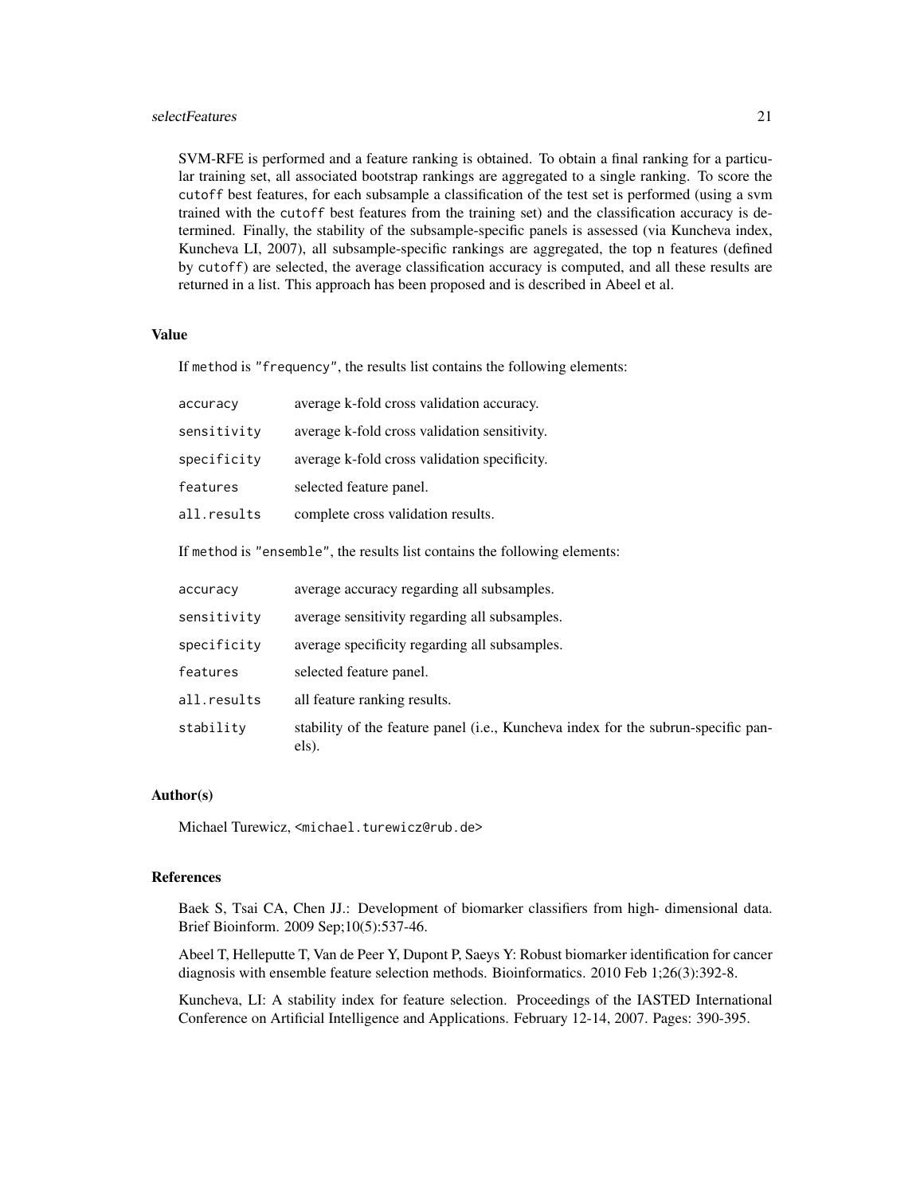SVM-RFE is performed and a feature ranking is obtained. To obtain a final ranking for a particular training set, all associated bootstrap rankings are aggregated to a single ranking. To score the `cutoff` best features, for each subsample a classification of the test set is performed (using a svm trained with the `cutoff` best features from the training set) and the classification accuracy is determined. Finally, the stability of the subsample-specific panels is assessed (via Kuncheva index, Kuncheva LI, 2007), all subsample-specific rankings are aggregated, the top n features (defined by `cutoff`) are selected, the average classification accuracy is computed, and all these results are returned in a list. This approach has been proposed and is described in Abeel et al.

### Value

If `method` is `"frequency"`, the results list contains the following elements:

| | |
|---|---|
| `accuracy` | average k-fold cross validation accuracy. |
| `sensitivity` | average k-fold cross validation sensitivity. |
| `specificity` | average k-fold cross validation specificity. |
| `features` | selected feature panel. |
| `all.results` | complete cross validation results. |

If `method` is `"ensemble"`, the results list contains the following elements:

| | |
|---|---|
| `accuracy` | average accuracy regarding all subsamples. |
| `sensitivity` | average sensitivity regarding all subsamples. |
| `specificity` | average specificity regarding all subsamples. |
| `features` | selected feature panel. |
| `all.results` | all feature ranking results. |
| `stability` | stability of the feature panel (i.e., Kuncheva index for the subrun-specific panels). |

### Author(s)

Michael Turewicz, <michael.turewicz@rub.de>

### References

Baek S, Tsai CA, Chen JJ.: Development of biomarker classifiers from high- dimensional data. Brief Bioinform. 2009 Sep;10(5):537-46.

Abeel T, Helleputte T, Van de Peer Y, Dupont P, Saeys Y: Robust biomarker identification for cancer diagnosis with ensemble feature selection methods. Bioinformatics. 2010 Feb 1;26(3):392-8.

Kuncheva, LI: A stability index for feature selection. Proceedings of the IASTED International Conference on Artificial Intelligence and Applications. February 12-14, 2007. Pages: 390-395.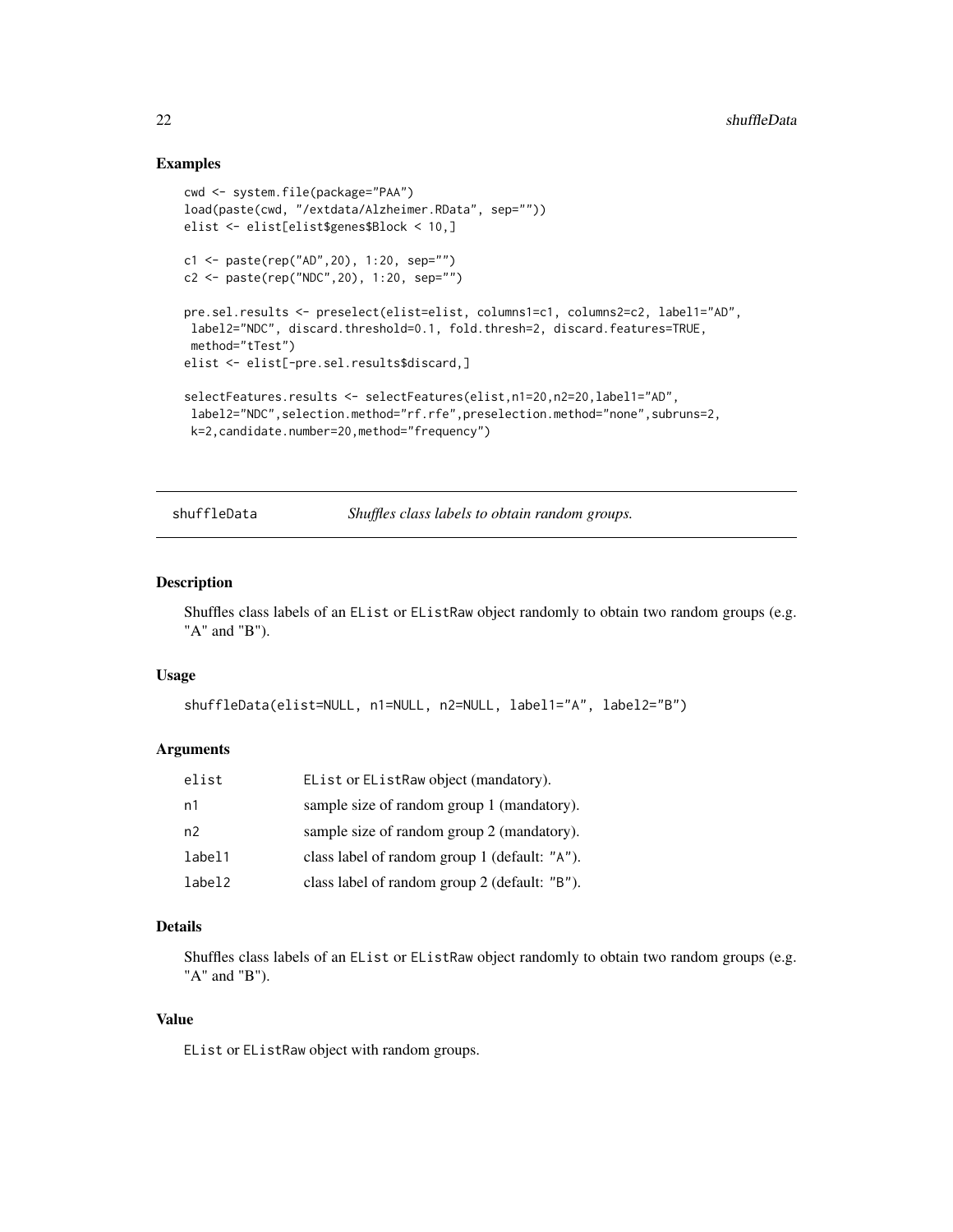## Examples

```
cwd <- system.file(package="PAA")
load(paste(cwd, "/extdata/Alzheimer.RData", sep=""))
elist <- elist[elist$genes$Block < 10,]

c1 <- paste(rep("AD",20), 1:20, sep="")
c2 <- paste(rep("NDC",20), 1:20, sep="")

pre.sel.results <- preselect(elist=elist, columns1=c1, columns2=c2, label1="AD",
 label2="NDC", discard.threshold=0.1, fold.thresh=2, discard.features=TRUE,
 method="tTest")
elist <- elist[-pre.sel.results$discard,]

selectFeatures.results <- selectFeatures(elist,n1=20,n2=20,label1="AD",
 label2="NDC",selection.method="rf.rfe",preselection.method="none",subruns=2,
 k=2,candidate.number=20,method="frequency")
```

---

# shuffleData — *Shuffles class labels to obtain random groups.*

---

## Description

Shuffles class labels of an EList or EListRaw object randomly to obtain two random groups (e.g. "A" and "B").

## Usage

```
shuffleData(elist=NULL, n1=NULL, n2=NULL, label1="A", label2="B")
```

## Arguments

| | |
|---|---|
| elist | EList or EListRaw object (mandatory). |
| n1 | sample size of random group 1 (mandatory). |
| n2 | sample size of random group 2 (mandatory). |
| label1 | class label of random group 1 (default: "A"). |
| label2 | class label of random group 2 (default: "B"). |

## Details

Shuffles class labels of an EList or EListRaw object randomly to obtain two random groups (e.g. "A" and "B").

## Value

EList or EListRaw object with random groups.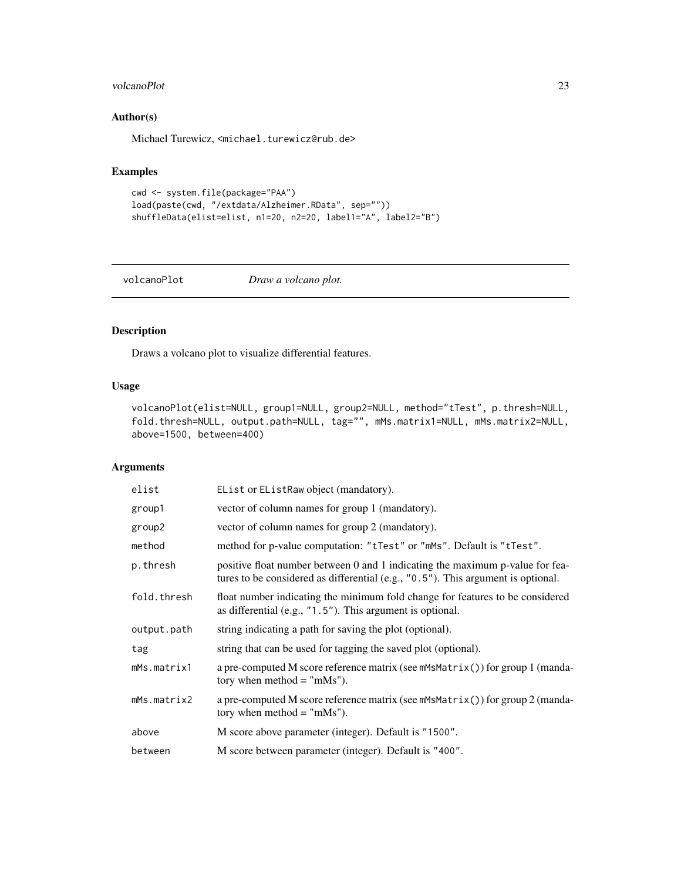## Author(s)

Michael Turewicz, <michael.turewicz@rub.de>

## Examples

```
cwd <- system.file(package="PAA")
load(paste(cwd, "/extdata/Alzheimer.RData", sep=""))
shuffleData(elist=elist, n1=20, n2=20, label1="A", label2="B")
```

---

# volcanoPlot *Draw a volcano plot.*

---

## Description

Draws a volcano plot to visualize differential features.

## Usage

```
volcanoPlot(elist=NULL, group1=NULL, group2=NULL, method="tTest", p.thresh=NULL,
fold.thresh=NULL, output.path=NULL, tag="", mMs.matrix1=NULL, mMs.matrix2=NULL,
above=1500, between=400)
```

## Arguments

| | |
|---|---|
| elist | EList or EListRaw object (mandatory). |
| group1 | vector of column names for group 1 (mandatory). |
| group2 | vector of column names for group 2 (mandatory). |
| method | method for p-value computation: "tTest" or "mMs". Default is "tTest". |
| p.thresh | positive float number between 0 and 1 indicating the maximum p-value for features to be considered as differential (e.g., "0.5"). This argument is optional. |
| fold.thresh | float number indicating the minimum fold change for features to be considered as differential (e.g., "1.5"). This argument is optional. |
| output.path | string indicating a path for saving the plot (optional). |
| tag | string that can be used for tagging the saved plot (optional). |
| mMs.matrix1 | a pre-computed M score reference matrix (see mMsMatrix()) for group 1 (mandatory when method = "mMs"). |
| mMs.matrix2 | a pre-computed M score reference matrix (see mMsMatrix()) for group 2 (mandatory when method = "mMs"). |
| above | M score above parameter (integer). Default is "1500". |
| between | M score between parameter (integer). Default is "400". |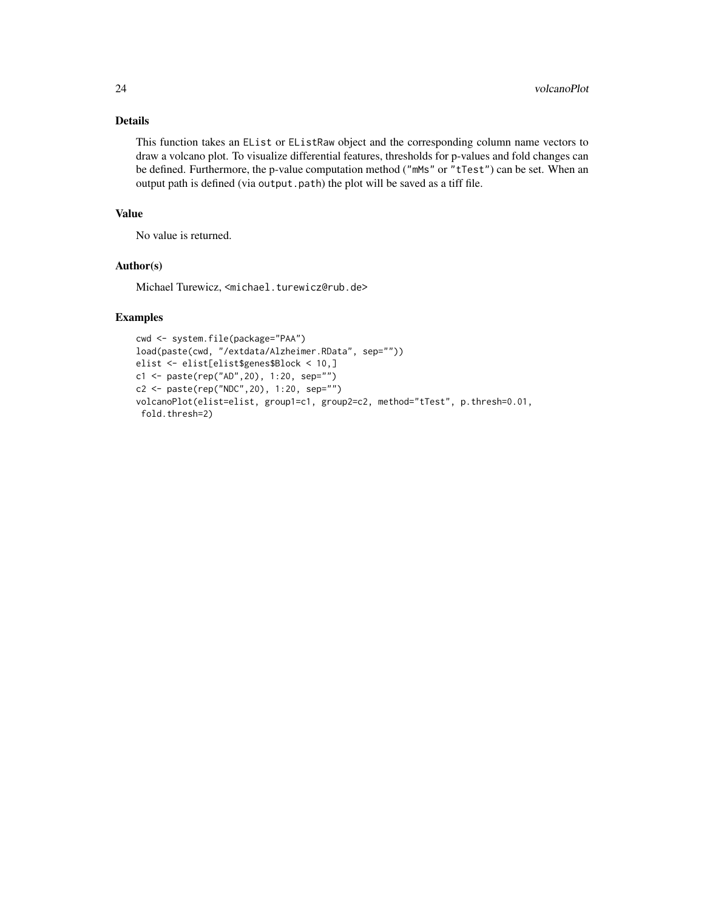### Details

This function takes an `EList` or `EListRaw` object and the corresponding column name vectors to draw a volcano plot. To visualize differential features, thresholds for p-values and fold changes can be defined. Furthermore, the p-value computation method (`"mMs"` or `"tTest"`) can be set. When an output path is defined (via `output.path`) the plot will be saved as a tiff file.

### Value

No value is returned.

### Author(s)

Michael Turewicz, `<michael.turewicz@rub.de>`

### Examples

```
cwd <- system.file(package="PAA")
load(paste(cwd, "/extdata/Alzheimer.RData", sep=""))
elist <- elist[elist$genes$Block < 10,]
c1 <- paste(rep("AD",20), 1:20, sep="")
c2 <- paste(rep("NDC",20), 1:20, sep="")
volcanoPlot(elist=elist, group1=c1, group2=c2, method="tTest", p.thresh=0.01,
 fold.thresh=2)
```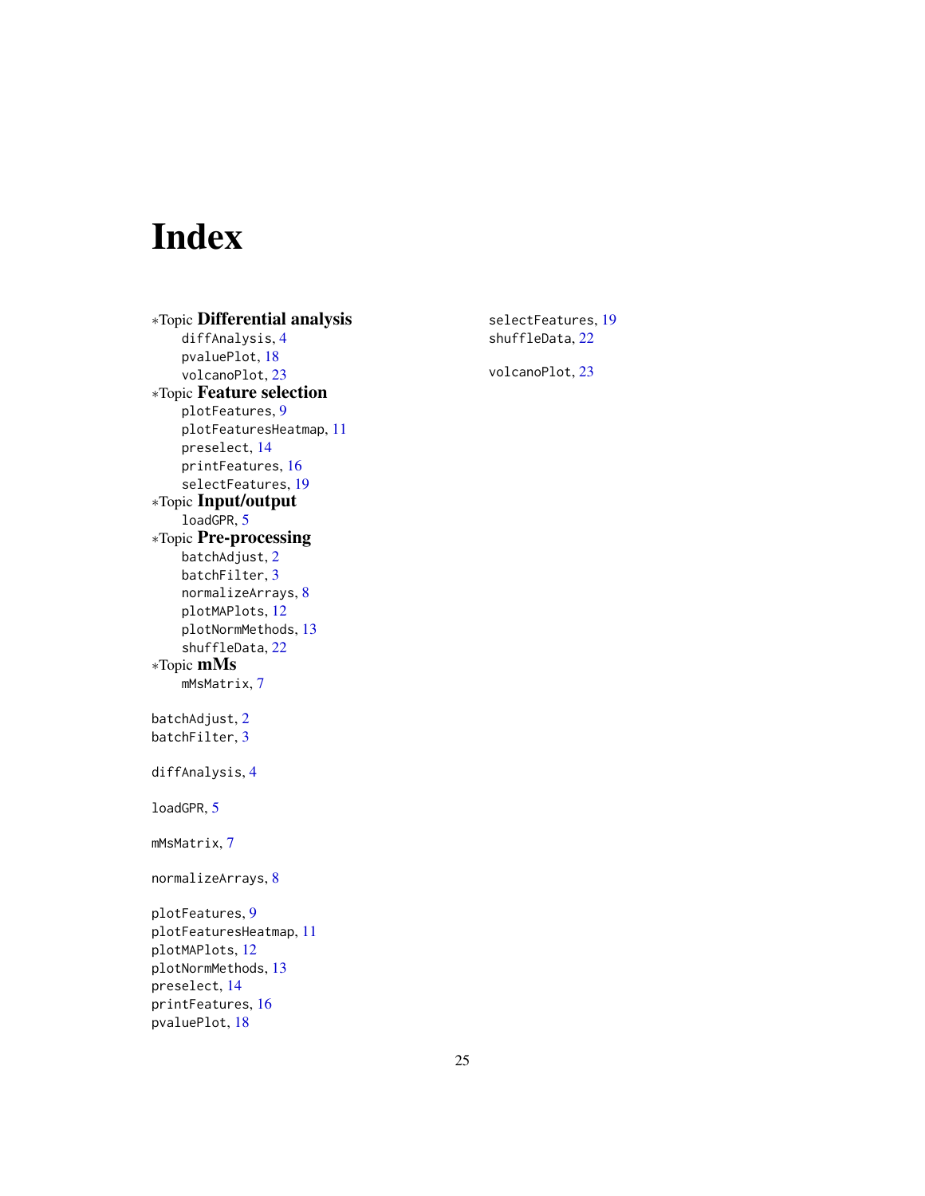# Index

∗Topic **Differential analysis**
- diffAnalysis, 4
- pvaluePlot, 18
- volcanoPlot, 23

∗Topic **Feature selection**
- plotFeatures, 9
- plotFeaturesHeatmap, 11
- preselect, 14
- printFeatures, 16
- selectFeatures, 19

∗Topic **Input/output**
- loadGPR, 5

∗Topic **Pre-processing**
- batchAdjust, 2
- batchFilter, 3
- normalizeArrays, 8
- plotMAPlots, 12
- plotNormMethods, 13
- shuffleData, 22

∗Topic **mMs**
- mMsMatrix, 7

batchAdjust, 2
batchFilter, 3

diffAnalysis, 4

loadGPR, 5

mMsMatrix, 7

normalizeArrays, 8

plotFeatures, 9
plotFeaturesHeatmap, 11
plotMAPlots, 12
plotNormMethods, 13
preselect, 14
printFeatures, 16
pvaluePlot, 18

selectFeatures, 19
shuffleData, 22

volcanoPlot, 23